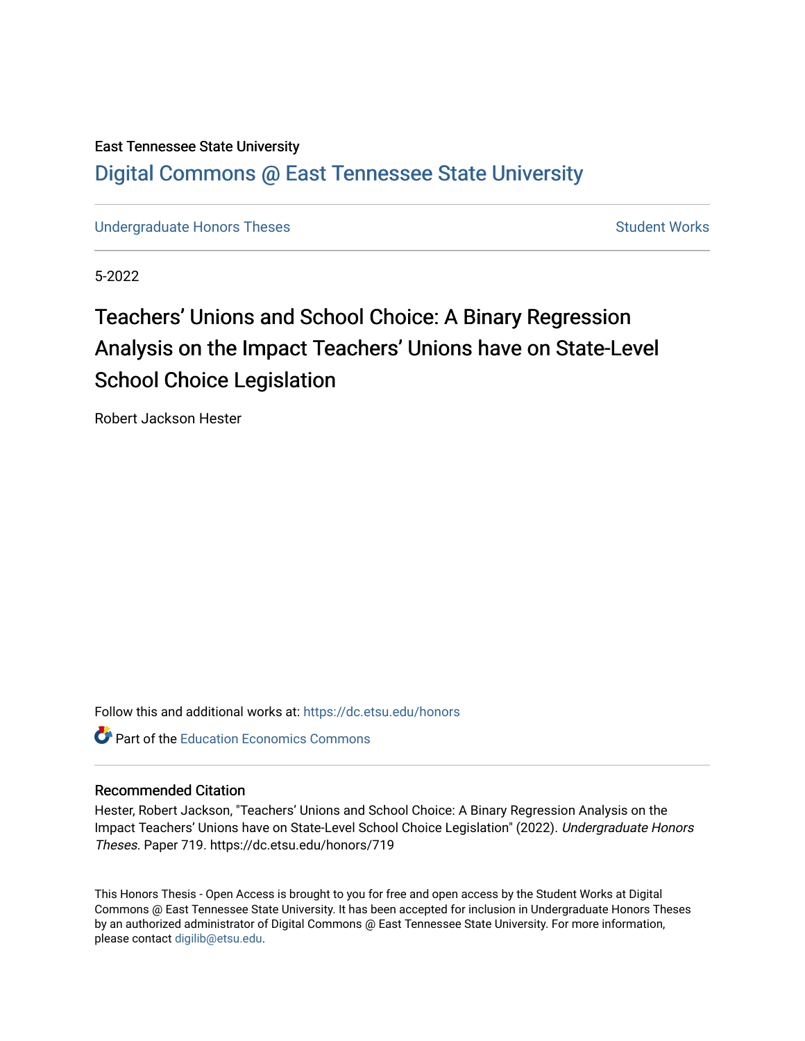East Tennessee State University

# Digital Commons @ East Tennessee State University

Undergraduate Honors Theses | Student Works

5-2022

## Teachers' Unions and School Choice: A Binary Regression Analysis on the Impact Teachers' Unions have on State-Level School Choice Legislation

Robert Jackson Hester

Follow this and additional works at: https://dc.etsu.edu/honors

Part of the Education Economics Commons

### Recommended Citation

Hester, Robert Jackson, "Teachers' Unions and School Choice: A Binary Regression Analysis on the Impact Teachers' Unions have on State-Level School Choice Legislation" (2022). *Undergraduate Honors Theses.* Paper 719. https://dc.etsu.edu/honors/719

This Honors Thesis - Open Access is brought to you for free and open access by the Student Works at Digital Commons @ East Tennessee State University. It has been accepted for inclusion in Undergraduate Honors Theses by an authorized administrator of Digital Commons @ East Tennessee State University. For more information, please contact digilib@etsu.edu.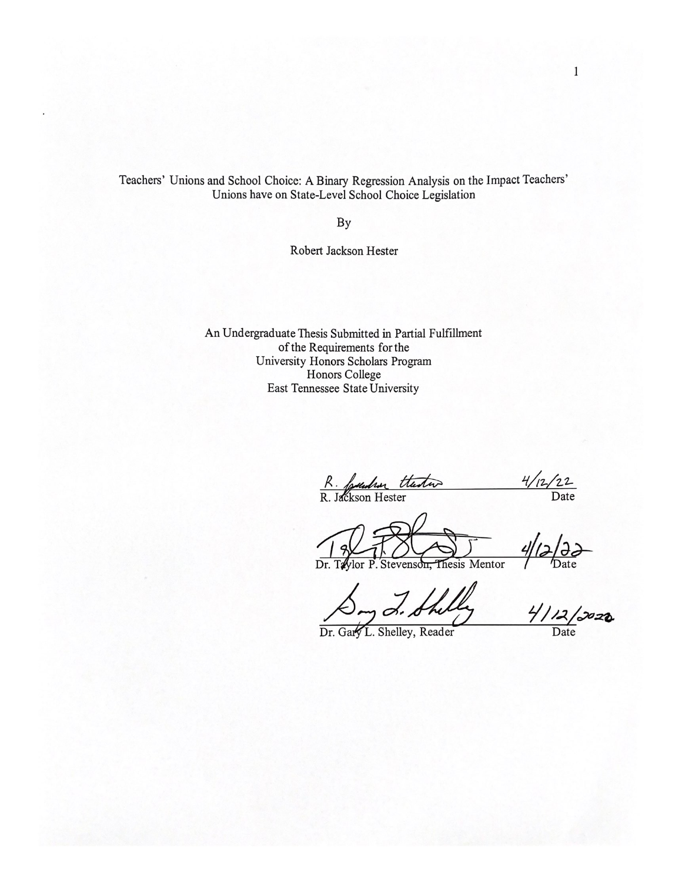Teachers' Unions and School Choice: A Binary Regression Analysis on the Impact Teachers' Unions have on State-Level School Choice Legislation

By

Robert Jackson Hester

An Undergraduate Thesis Submitted in Partial Fulfillment of the Requirements for the University Honors Scholars Program Honors College East Tennessee State University

R. Jackson Hester — 4/12/22
Date

Dr. Taylor P. Stevenson, Thesis Mentor — 4/12/22
Date

Dr. Gary L. Shelley, Reader — 4/12/2022
Date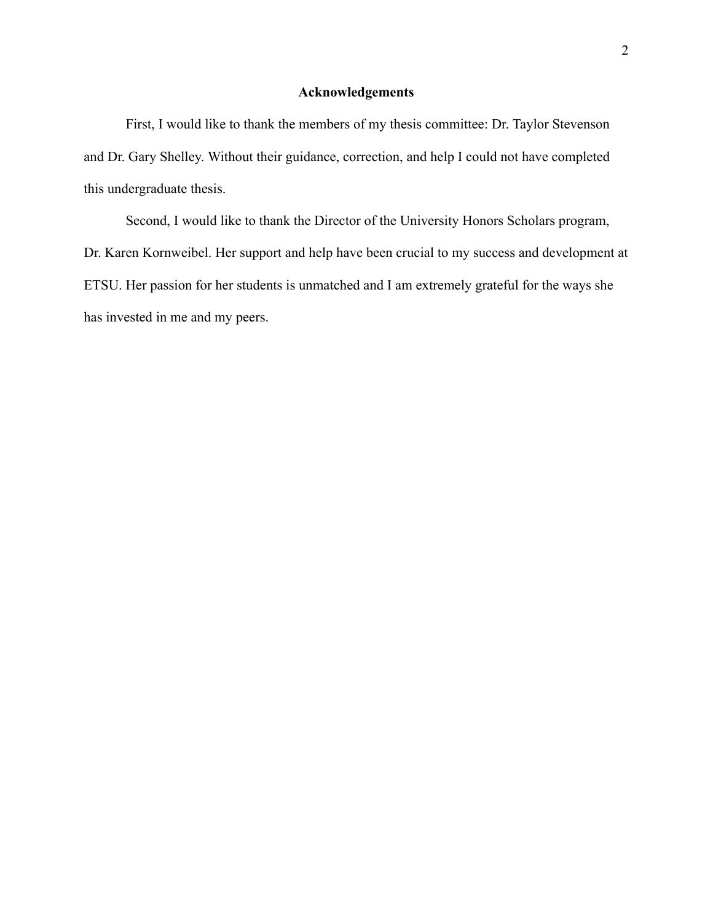## Acknowledgements

First, I would like to thank the members of my thesis committee: Dr. Taylor Stevenson and Dr. Gary Shelley. Without their guidance, correction, and help I could not have completed this undergraduate thesis.

Second, I would like to thank the Director of the University Honors Scholars program, Dr. Karen Kornweibel. Her support and help have been crucial to my success and development at ETSU. Her passion for her students is unmatched and I am extremely grateful for the ways she has invested in me and my peers.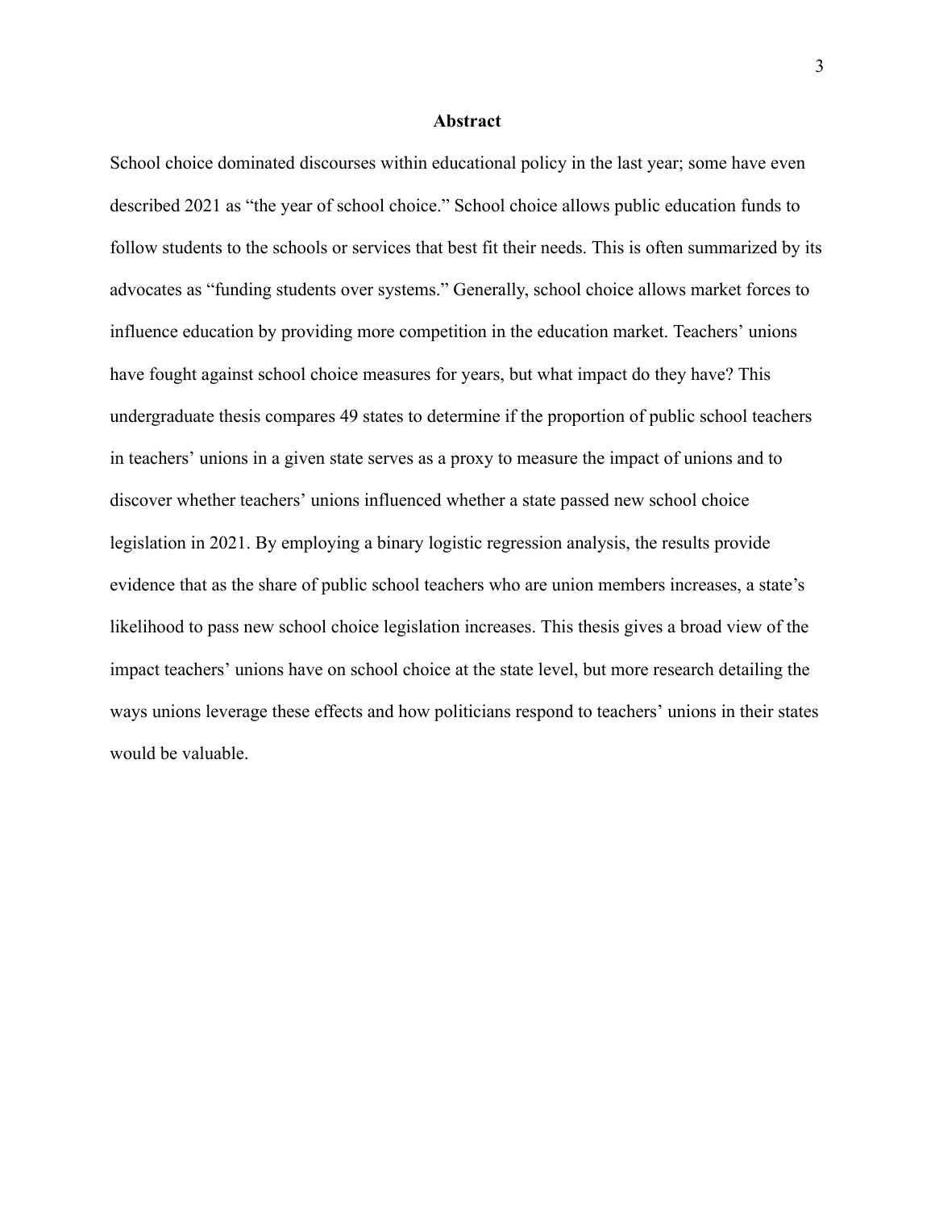## Abstract

School choice dominated discourses within educational policy in the last year; some have even described 2021 as "the year of school choice." School choice allows public education funds to follow students to the schools or services that best fit their needs. This is often summarized by its advocates as "funding students over systems." Generally, school choice allows market forces to influence education by providing more competition in the education market. Teachers' unions have fought against school choice measures for years, but what impact do they have? This undergraduate thesis compares 49 states to determine if the proportion of public school teachers in teachers' unions in a given state serves as a proxy to measure the impact of unions and to discover whether teachers' unions influenced whether a state passed new school choice legislation in 2021. By employing a binary logistic regression analysis, the results provide evidence that as the share of public school teachers who are union members increases, a state's likelihood to pass new school choice legislation increases. This thesis gives a broad view of the impact teachers' unions have on school choice at the state level, but more research detailing the ways unions leverage these effects and how politicians respond to teachers' unions in their states would be valuable.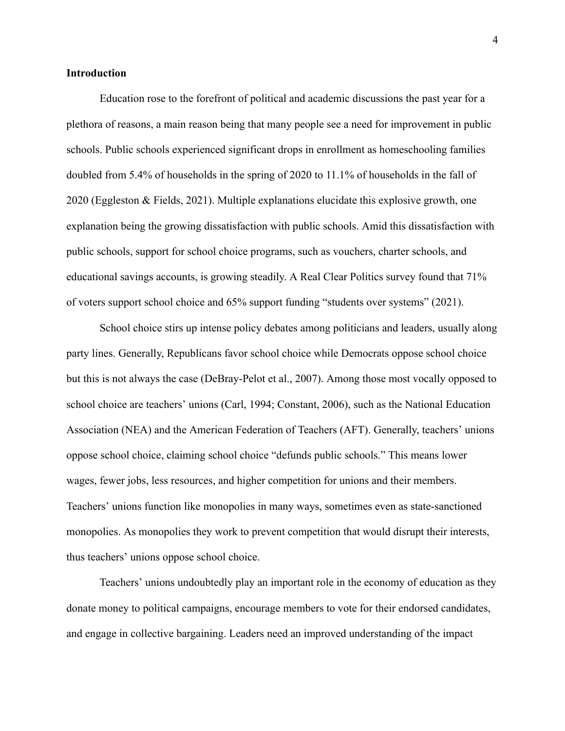**Introduction**

Education rose to the forefront of political and academic discussions the past year for a plethora of reasons, a main reason being that many people see a need for improvement in public schools. Public schools experienced significant drops in enrollment as homeschooling families doubled from 5.4% of households in the spring of 2020 to 11.1% of households in the fall of 2020 (Eggleston & Fields, 2021). Multiple explanations elucidate this explosive growth, one explanation being the growing dissatisfaction with public schools. Amid this dissatisfaction with public schools, support for school choice programs, such as vouchers, charter schools, and educational savings accounts, is growing steadily. A Real Clear Politics survey found that 71% of voters support school choice and 65% support funding "students over systems" (2021).

School choice stirs up intense policy debates among politicians and leaders, usually along party lines. Generally, Republicans favor school choice while Democrats oppose school choice but this is not always the case (DeBray-Pelot et al., 2007). Among those most vocally opposed to school choice are teachers' unions (Carl, 1994; Constant, 2006), such as the National Education Association (NEA) and the American Federation of Teachers (AFT). Generally, teachers' unions oppose school choice, claiming school choice "defunds public schools." This means lower wages, fewer jobs, less resources, and higher competition for unions and their members. Teachers' unions function like monopolies in many ways, sometimes even as state-sanctioned monopolies. As monopolies they work to prevent competition that would disrupt their interests, thus teachers' unions oppose school choice.

Teachers' unions undoubtedly play an important role in the economy of education as they donate money to political campaigns, encourage members to vote for their endorsed candidates, and engage in collective bargaining. Leaders need an improved understanding of the impact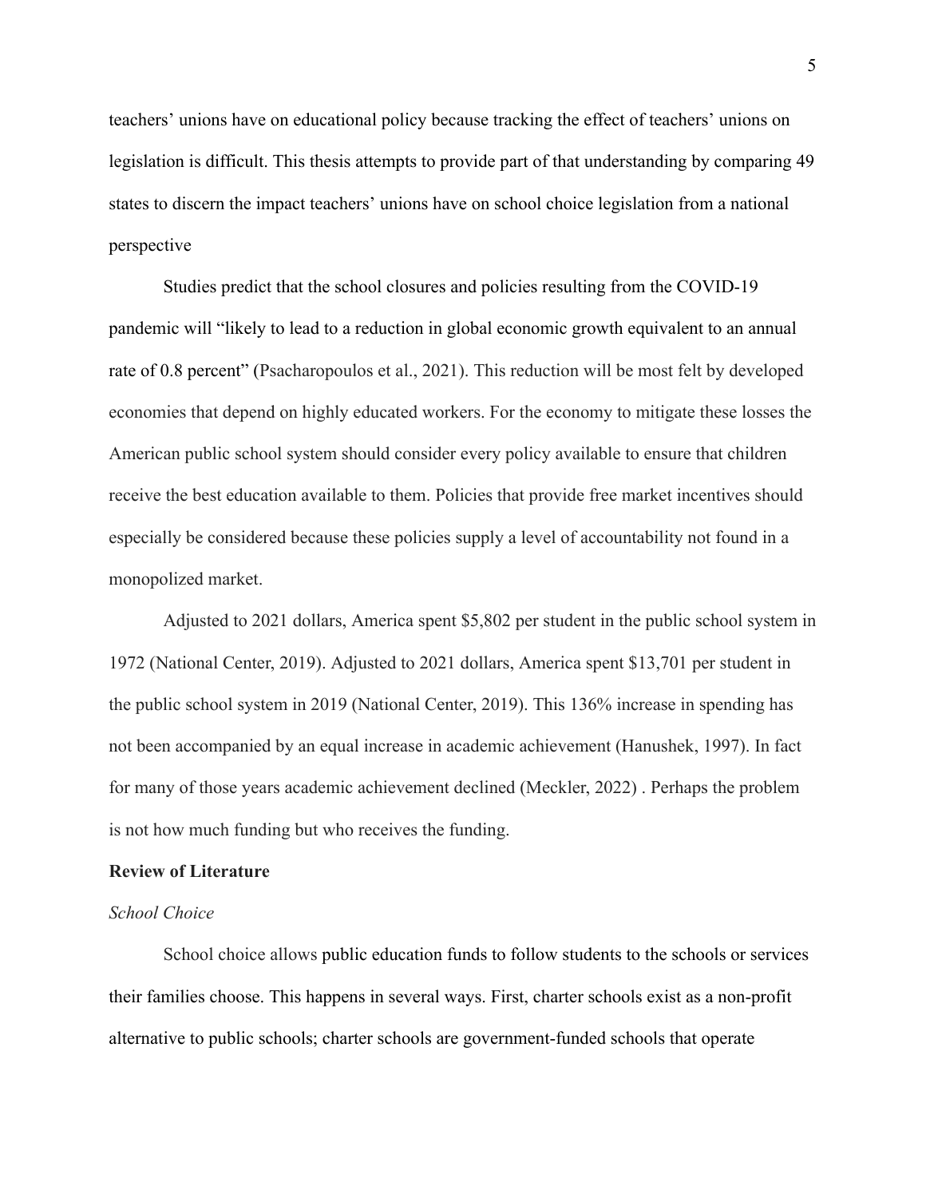teachers' unions have on educational policy because tracking the effect of teachers' unions on legislation is difficult. This thesis attempts to provide part of that understanding by comparing 49 states to discern the impact teachers' unions have on school choice legislation from a national perspective

Studies predict that the school closures and policies resulting from the COVID-19 pandemic will "likely to lead to a reduction in global economic growth equivalent to an annual rate of 0.8 percent" (Psacharopoulos et al., 2021). This reduction will be most felt by developed economies that depend on highly educated workers. For the economy to mitigate these losses the American public school system should consider every policy available to ensure that children receive the best education available to them. Policies that provide free market incentives should especially be considered because these policies supply a level of accountability not found in a monopolized market.

Adjusted to 2021 dollars, America spent $5,802 per student in the public school system in 1972 (National Center, 2019). Adjusted to 2021 dollars, America spent $13,701 per student in the public school system in 2019 (National Center, 2019). This 136% increase in spending has not been accompanied by an equal increase in academic achievement (Hanushek, 1997). In fact for many of those years academic achievement declined (Meckler, 2022) . Perhaps the problem is not how much funding but who receives the funding.

**Review of Literature**

*School Choice*

School choice allows public education funds to follow students to the schools or services their families choose. This happens in several ways. First, charter schools exist as a non-profit alternative to public schools; charter schools are government-funded schools that operate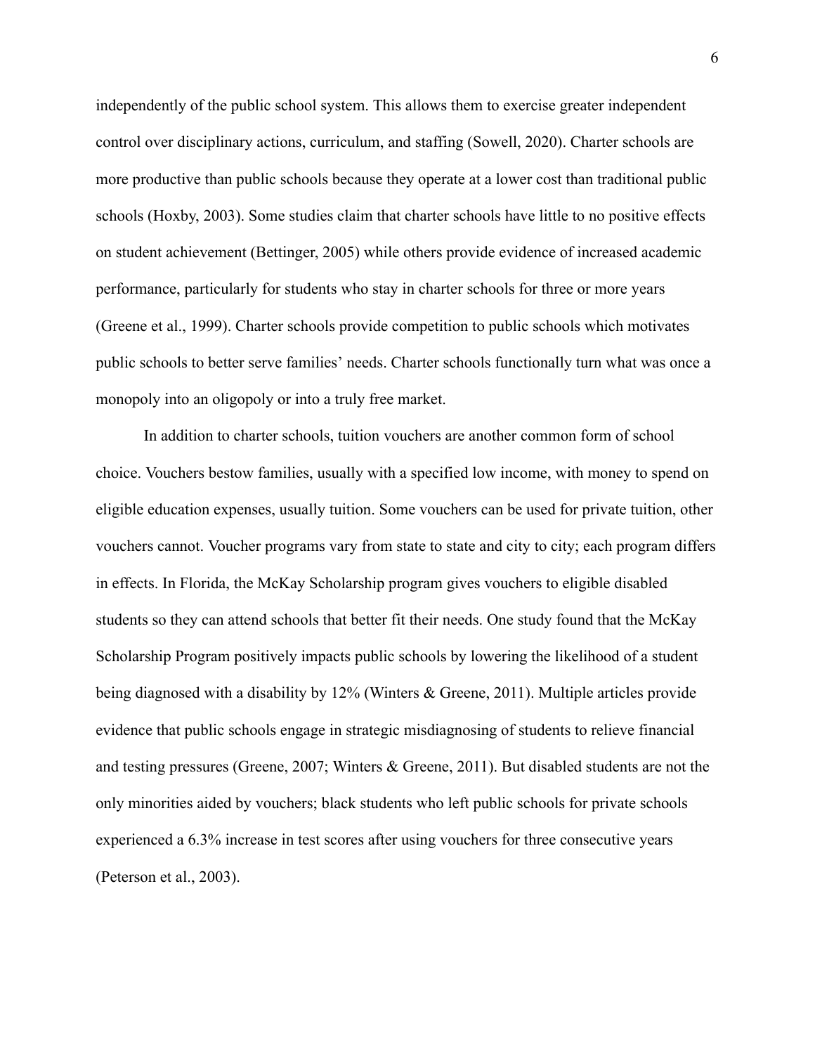independently of the public school system. This allows them to exercise greater independent control over disciplinary actions, curriculum, and staffing (Sowell, 2020). Charter schools are more productive than public schools because they operate at a lower cost than traditional public schools (Hoxby, 2003). Some studies claim that charter schools have little to no positive effects on student achievement (Bettinger, 2005) while others provide evidence of increased academic performance, particularly for students who stay in charter schools for three or more years (Greene et al., 1999). Charter schools provide competition to public schools which motivates public schools to better serve families' needs. Charter schools functionally turn what was once a monopoly into an oligopoly or into a truly free market.

In addition to charter schools, tuition vouchers are another common form of school choice. Vouchers bestow families, usually with a specified low income, with money to spend on eligible education expenses, usually tuition. Some vouchers can be used for private tuition, other vouchers cannot. Voucher programs vary from state to state and city to city; each program differs in effects. In Florida, the McKay Scholarship program gives vouchers to eligible disabled students so they can attend schools that better fit their needs. One study found that the McKay Scholarship Program positively impacts public schools by lowering the likelihood of a student being diagnosed with a disability by 12% (Winters & Greene, 2011). Multiple articles provide evidence that public schools engage in strategic misdiagnosing of students to relieve financial and testing pressures (Greene, 2007; Winters & Greene, 2011). But disabled students are not the only minorities aided by vouchers; black students who left public schools for private schools experienced a 6.3% increase in test scores after using vouchers for three consecutive years (Peterson et al., 2003).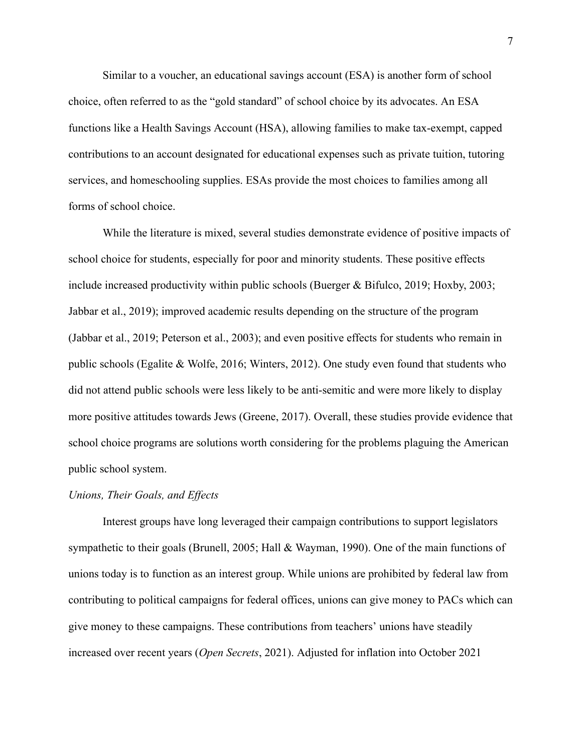Similar to a voucher, an educational savings account (ESA) is another form of school choice, often referred to as the "gold standard" of school choice by its advocates. An ESA functions like a Health Savings Account (HSA), allowing families to make tax-exempt, capped contributions to an account designated for educational expenses such as private tuition, tutoring services, and homeschooling supplies. ESAs provide the most choices to families among all forms of school choice.

While the literature is mixed, several studies demonstrate evidence of positive impacts of school choice for students, especially for poor and minority students. These positive effects include increased productivity within public schools (Buerger & Bifulco, 2019; Hoxby, 2003; Jabbar et al., 2019); improved academic results depending on the structure of the program (Jabbar et al., 2019; Peterson et al., 2003); and even positive effects for students who remain in public schools (Egalite & Wolfe, 2016; Winters, 2012). One study even found that students who did not attend public schools were less likely to be anti-semitic and were more likely to display more positive attitudes towards Jews (Greene, 2017). Overall, these studies provide evidence that school choice programs are solutions worth considering for the problems plaguing the American public school system.

*Unions, Their Goals, and Effects*

Interest groups have long leveraged their campaign contributions to support legislators sympathetic to their goals (Brunell, 2005; Hall & Wayman, 1990). One of the main functions of unions today is to function as an interest group. While unions are prohibited by federal law from contributing to political campaigns for federal offices, unions can give money to PACs which can give money to these campaigns. These contributions from teachers' unions have steadily increased over recent years (*Open Secrets*, 2021). Adjusted for inflation into October 2021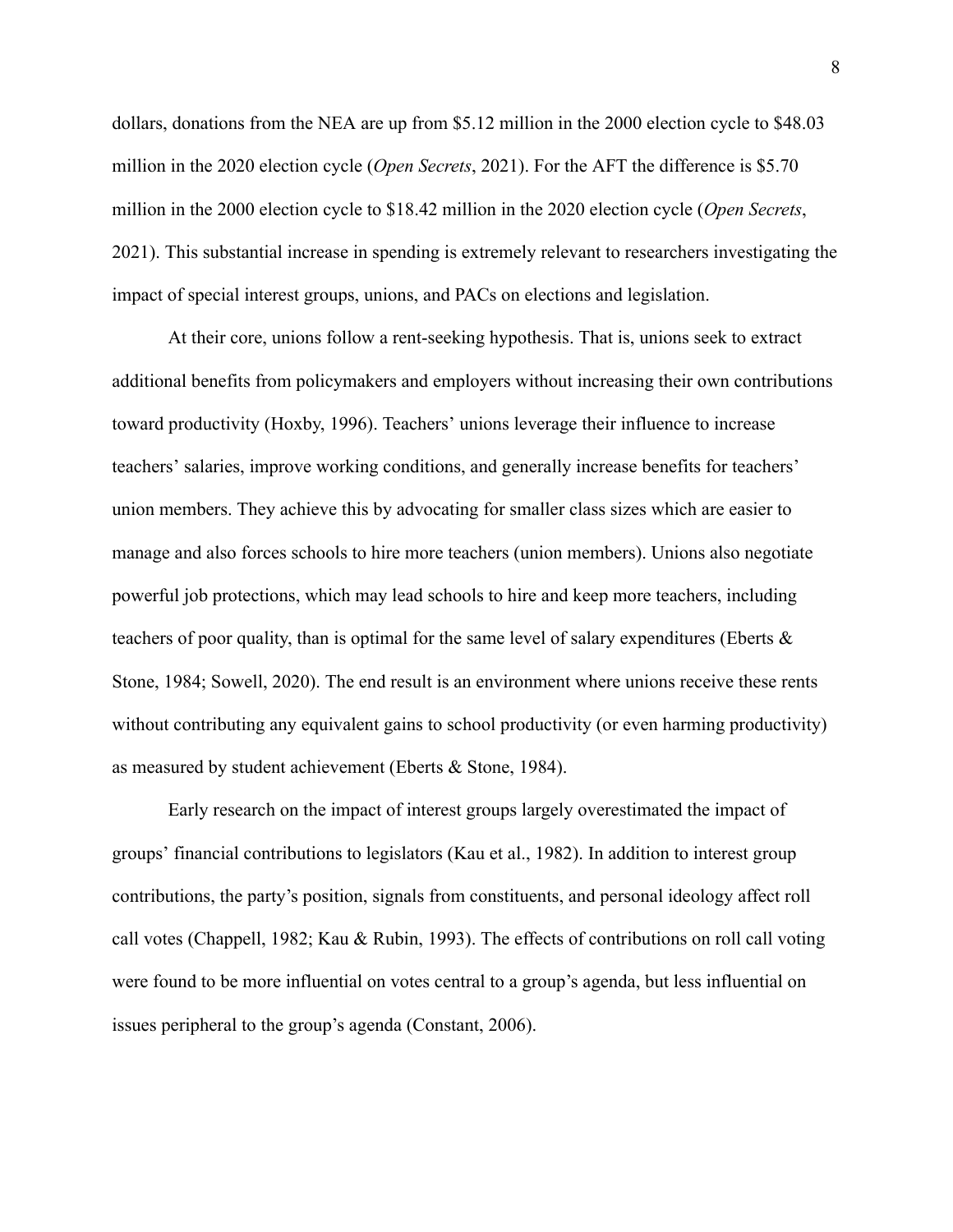dollars, donations from the NEA are up from $5.12 million in the 2000 election cycle to $48.03 million in the 2020 election cycle (*Open Secrets*, 2021). For the AFT the difference is $5.70 million in the 2000 election cycle to $18.42 million in the 2020 election cycle (*Open Secrets*, 2021). This substantial increase in spending is extremely relevant to researchers investigating the impact of special interest groups, unions, and PACs on elections and legislation.

At their core, unions follow a rent-seeking hypothesis. That is, unions seek to extract additional benefits from policymakers and employers without increasing their own contributions toward productivity (Hoxby, 1996). Teachers' unions leverage their influence to increase teachers' salaries, improve working conditions, and generally increase benefits for teachers' union members. They achieve this by advocating for smaller class sizes which are easier to manage and also forces schools to hire more teachers (union members). Unions also negotiate powerful job protections, which may lead schools to hire and keep more teachers, including teachers of poor quality, than is optimal for the same level of salary expenditures (Eberts & Stone, 1984; Sowell, 2020). The end result is an environment where unions receive these rents without contributing any equivalent gains to school productivity (or even harming productivity) as measured by student achievement (Eberts & Stone, 1984).

Early research on the impact of interest groups largely overestimated the impact of groups' financial contributions to legislators (Kau et al., 1982). In addition to interest group contributions, the party's position, signals from constituents, and personal ideology affect roll call votes (Chappell, 1982; Kau & Rubin, 1993). The effects of contributions on roll call voting were found to be more influential on votes central to a group's agenda, but less influential on issues peripheral to the group's agenda (Constant, 2006).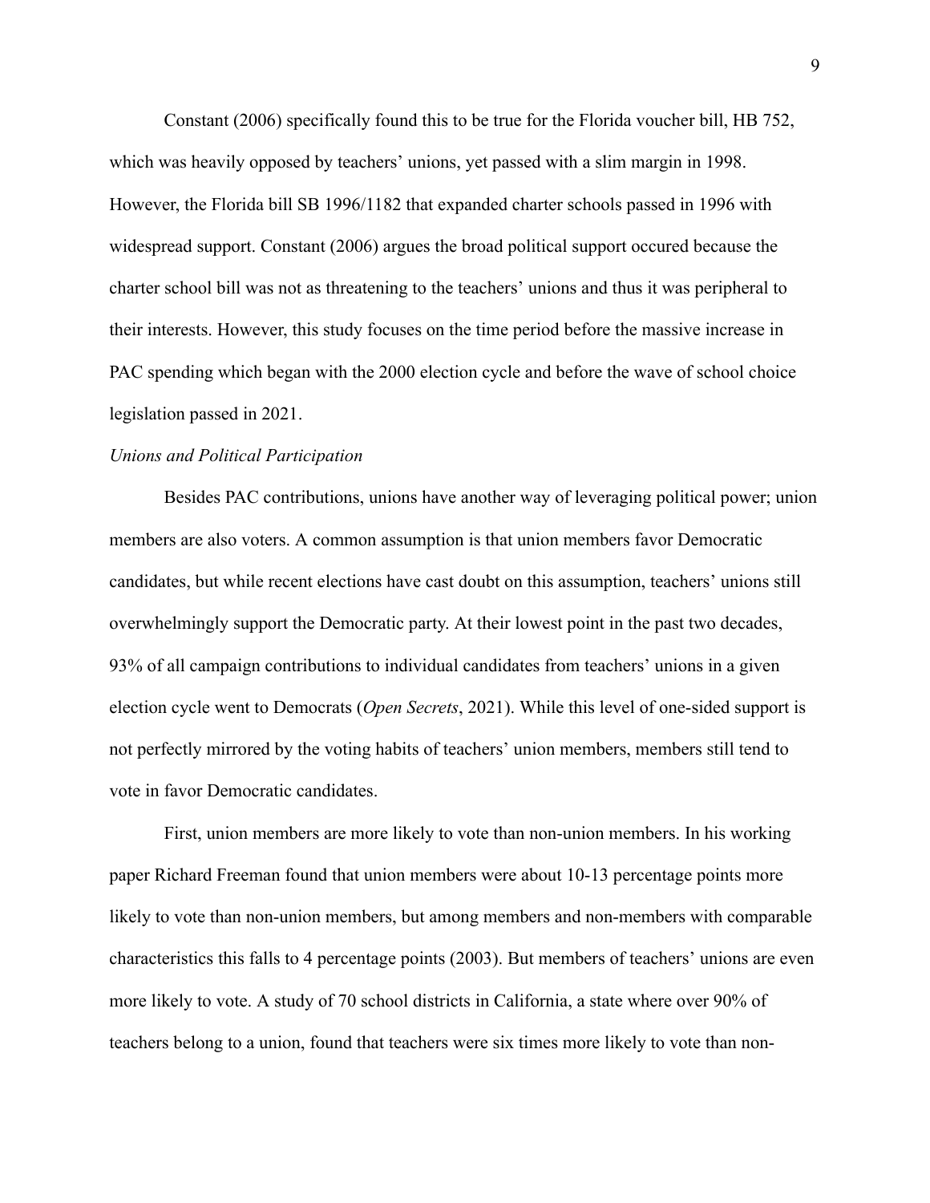Constant (2006) specifically found this to be true for the Florida voucher bill, HB 752, which was heavily opposed by teachers' unions, yet passed with a slim margin in 1998. However, the Florida bill SB 1996/1182 that expanded charter schools passed in 1996 with widespread support. Constant (2006) argues the broad political support occured because the charter school bill was not as threatening to the teachers' unions and thus it was peripheral to their interests. However, this study focuses on the time period before the massive increase in PAC spending which began with the 2000 election cycle and before the wave of school choice legislation passed in 2021.

*Unions and Political Participation*

Besides PAC contributions, unions have another way of leveraging political power; union members are also voters. A common assumption is that union members favor Democratic candidates, but while recent elections have cast doubt on this assumption, teachers' unions still overwhelmingly support the Democratic party. At their lowest point in the past two decades, 93% of all campaign contributions to individual candidates from teachers' unions in a given election cycle went to Democrats (*Open Secrets*, 2021). While this level of one-sided support is not perfectly mirrored by the voting habits of teachers' union members, members still tend to vote in favor Democratic candidates.

First, union members are more likely to vote than non-union members. In his working paper Richard Freeman found that union members were about 10-13 percentage points more likely to vote than non-union members, but among members and non-members with comparable characteristics this falls to 4 percentage points (2003). But members of teachers' unions are even more likely to vote. A study of 70 school districts in California, a state where over 90% of teachers belong to a union, found that teachers were six times more likely to vote than non-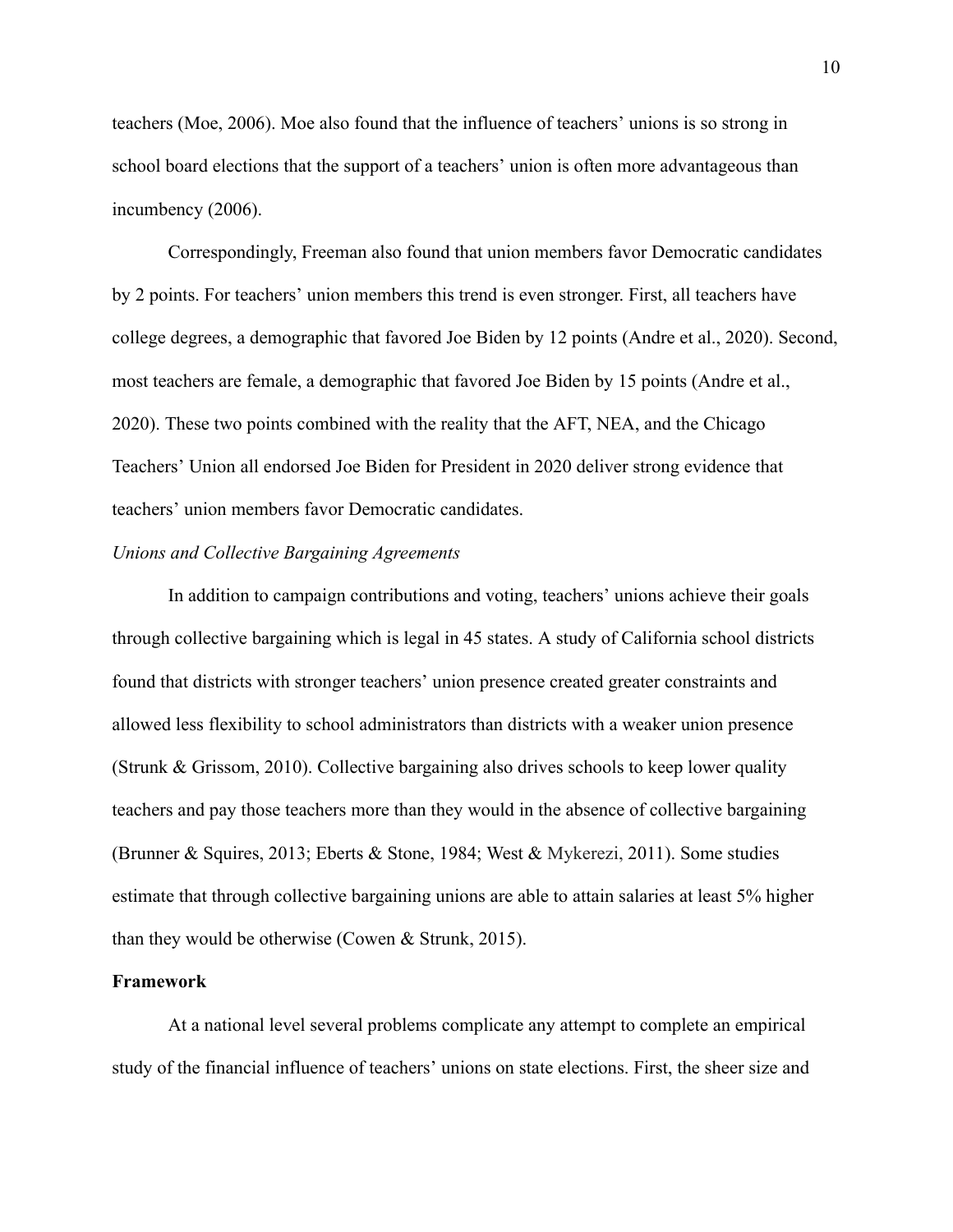teachers (Moe, 2006). Moe also found that the influence of teachers' unions is so strong in school board elections that the support of a teachers' union is often more advantageous than incumbency (2006).

Correspondingly, Freeman also found that union members favor Democratic candidates by 2 points. For teachers' union members this trend is even stronger. First, all teachers have college degrees, a demographic that favored Joe Biden by 12 points (Andre et al., 2020). Second, most teachers are female, a demographic that favored Joe Biden by 15 points (Andre et al., 2020). These two points combined with the reality that the AFT, NEA, and the Chicago Teachers' Union all endorsed Joe Biden for President in 2020 deliver strong evidence that teachers' union members favor Democratic candidates.

### *Unions and Collective Bargaining Agreements*

In addition to campaign contributions and voting, teachers' unions achieve their goals through collective bargaining which is legal in 45 states. A study of California school districts found that districts with stronger teachers' union presence created greater constraints and allowed less flexibility to school administrators than districts with a weaker union presence (Strunk & Grissom, 2010). Collective bargaining also drives schools to keep lower quality teachers and pay those teachers more than they would in the absence of collective bargaining (Brunner & Squires, 2013; Eberts & Stone, 1984; West & Mykerezi, 2011). Some studies estimate that through collective bargaining unions are able to attain salaries at least 5% higher than they would be otherwise (Cowen & Strunk, 2015).

## **Framework**

At a national level several problems complicate any attempt to complete an empirical study of the financial influence of teachers' unions on state elections. First, the sheer size and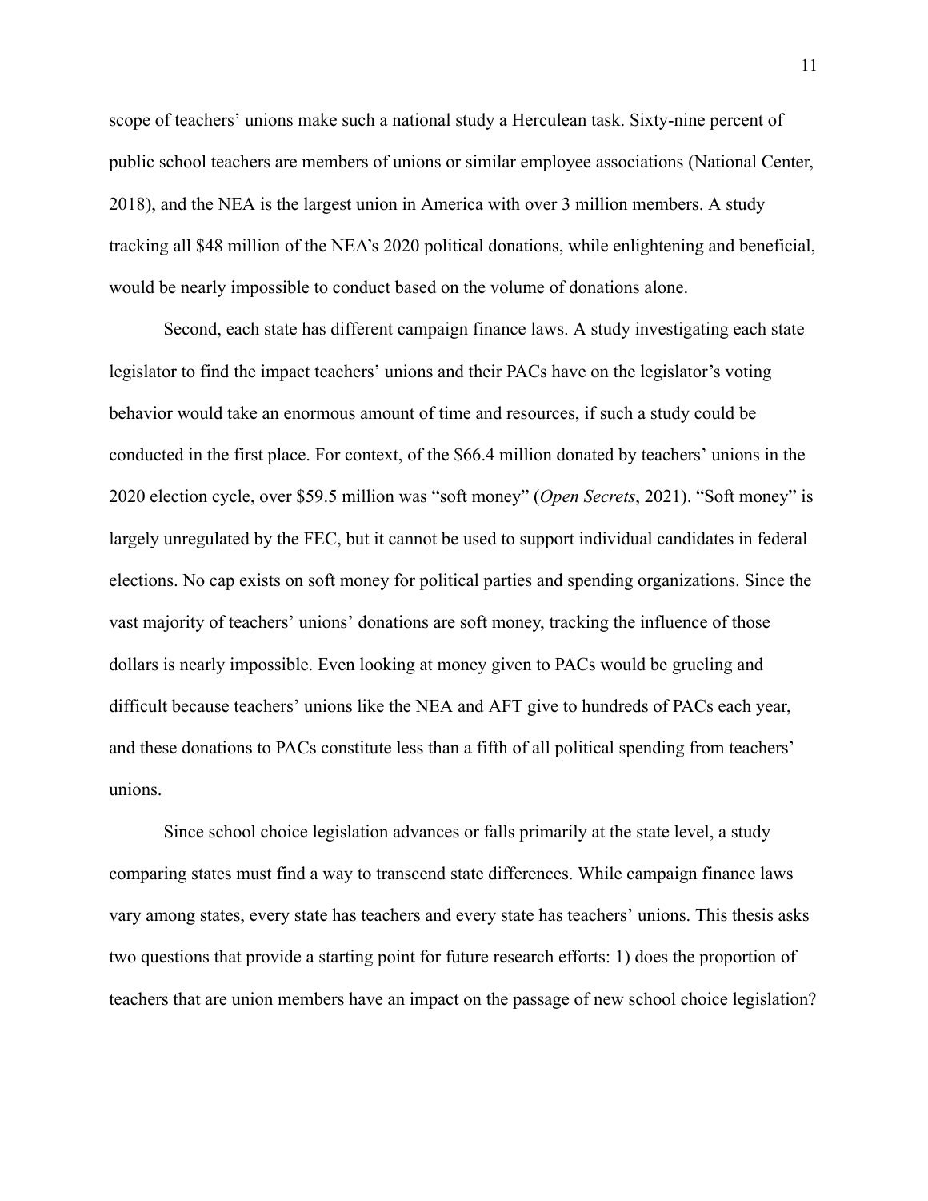scope of teachers' unions make such a national study a Herculean task. Sixty-nine percent of public school teachers are members of unions or similar employee associations (National Center, 2018), and the NEA is the largest union in America with over 3 million members. A study tracking all $48 million of the NEA's 2020 political donations, while enlightening and beneficial, would be nearly impossible to conduct based on the volume of donations alone.

Second, each state has different campaign finance laws. A study investigating each state legislator to find the impact teachers' unions and their PACs have on the legislator's voting behavior would take an enormous amount of time and resources, if such a study could be conducted in the first place. For context, of the $66.4 million donated by teachers' unions in the 2020 election cycle, over $59.5 million was "soft money" (*Open Secrets*, 2021). "Soft money" is largely unregulated by the FEC, but it cannot be used to support individual candidates in federal elections. No cap exists on soft money for political parties and spending organizations. Since the vast majority of teachers' unions' donations are soft money, tracking the influence of those dollars is nearly impossible. Even looking at money given to PACs would be grueling and difficult because teachers' unions like the NEA and AFT give to hundreds of PACs each year, and these donations to PACs constitute less than a fifth of all political spending from teachers' unions.

Since school choice legislation advances or falls primarily at the state level, a study comparing states must find a way to transcend state differences. While campaign finance laws vary among states, every state has teachers and every state has teachers' unions. This thesis asks two questions that provide a starting point for future research efforts: 1) does the proportion of teachers that are union members have an impact on the passage of new school choice legislation?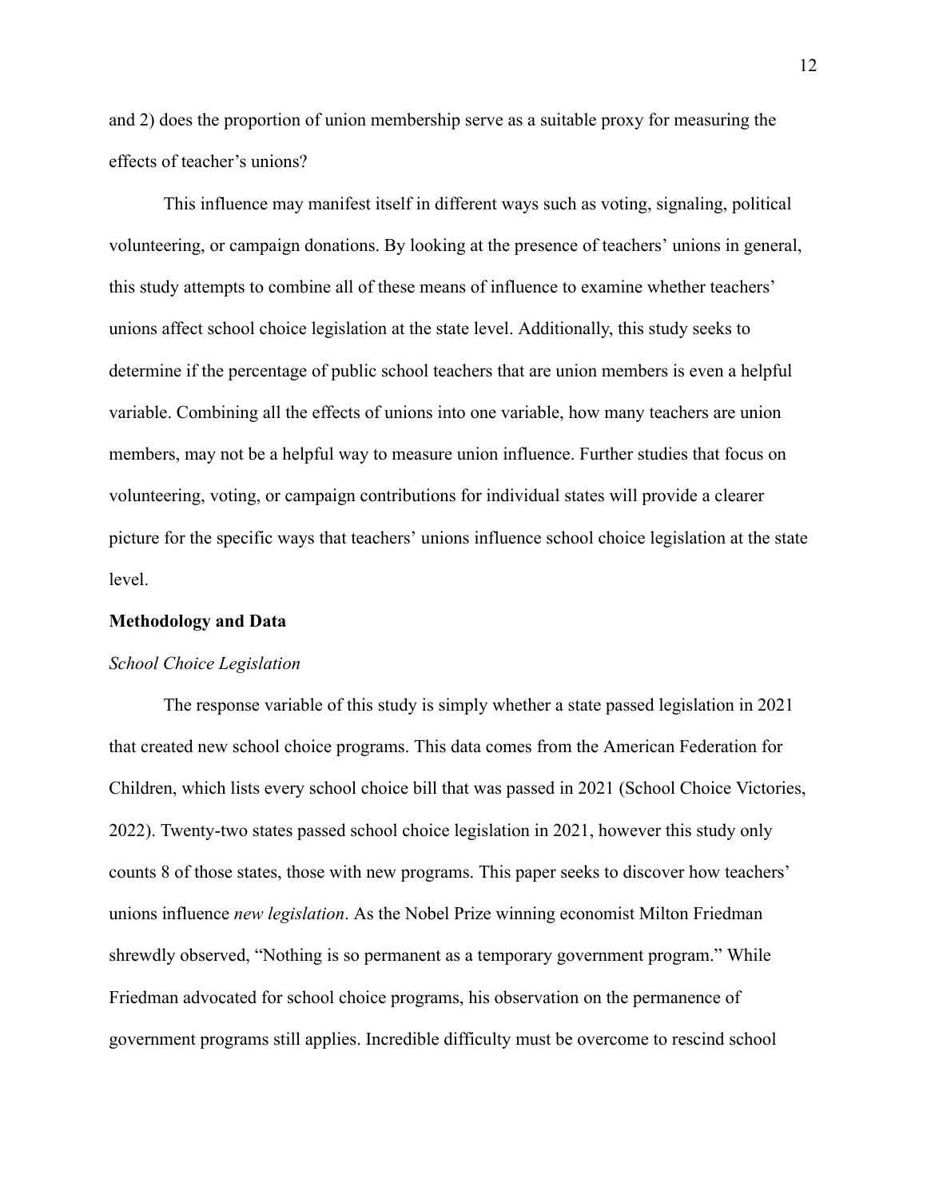and 2) does the proportion of union membership serve as a suitable proxy for measuring the effects of teacher's unions?

This influence may manifest itself in different ways such as voting, signaling, political volunteering, or campaign donations. By looking at the presence of teachers' unions in general, this study attempts to combine all of these means of influence to examine whether teachers' unions affect school choice legislation at the state level. Additionally, this study seeks to determine if the percentage of public school teachers that are union members is even a helpful variable. Combining all the effects of unions into one variable, how many teachers are union members, may not be a helpful way to measure union influence. Further studies that focus on volunteering, voting, or campaign contributions for individual states will provide a clearer picture for the specific ways that teachers' unions influence school choice legislation at the state level.

## Methodology and Data

### *School Choice Legislation*

The response variable of this study is simply whether a state passed legislation in 2021 that created new school choice programs. This data comes from the American Federation for Children, which lists every school choice bill that was passed in 2021 (School Choice Victories, 2022). Twenty-two states passed school choice legislation in 2021, however this study only counts 8 of those states, those with new programs. This paper seeks to discover how teachers' unions influence *new legislation*. As the Nobel Prize winning economist Milton Friedman shrewdly observed, "Nothing is so permanent as a temporary government program." While Friedman advocated for school choice programs, his observation on the permanence of government programs still applies. Incredible difficulty must be overcome to rescind school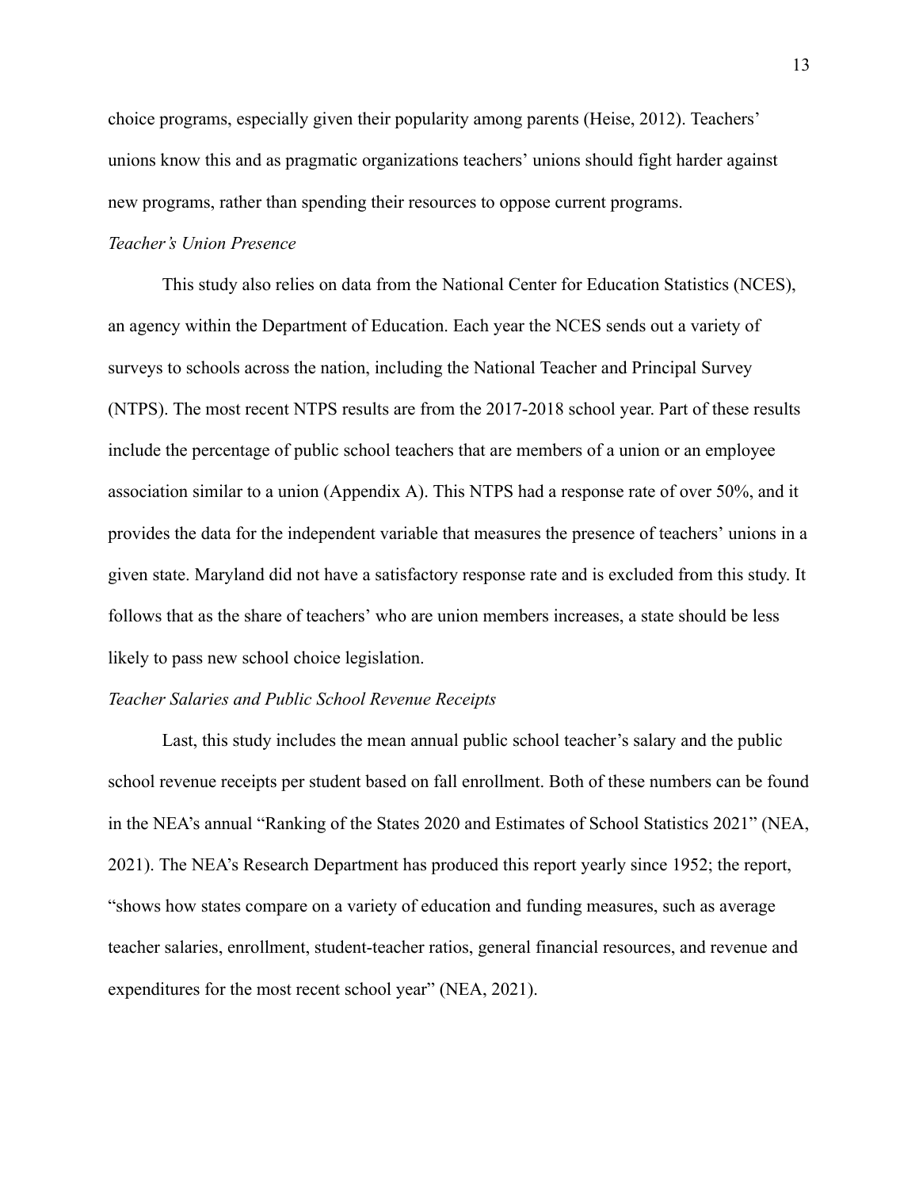choice programs, especially given their popularity among parents (Heise, 2012). Teachers' unions know this and as pragmatic organizations teachers' unions should fight harder against new programs, rather than spending their resources to oppose current programs.

*Teacher's Union Presence*

This study also relies on data from the National Center for Education Statistics (NCES), an agency within the Department of Education. Each year the NCES sends out a variety of surveys to schools across the nation, including the National Teacher and Principal Survey (NTPS). The most recent NTPS results are from the 2017-2018 school year. Part of these results include the percentage of public school teachers that are members of a union or an employee association similar to a union (Appendix A). This NTPS had a response rate of over 50%, and it provides the data for the independent variable that measures the presence of teachers' unions in a given state. Maryland did not have a satisfactory response rate and is excluded from this study. It follows that as the share of teachers' who are union members increases, a state should be less likely to pass new school choice legislation.

*Teacher Salaries and Public School Revenue Receipts*

Last, this study includes the mean annual public school teacher's salary and the public school revenue receipts per student based on fall enrollment. Both of these numbers can be found in the NEA's annual "Ranking of the States 2020 and Estimates of School Statistics 2021" (NEA, 2021). The NEA's Research Department has produced this report yearly since 1952; the report, "shows how states compare on a variety of education and funding measures, such as average teacher salaries, enrollment, student-teacher ratios, general financial resources, and revenue and expenditures for the most recent school year" (NEA, 2021).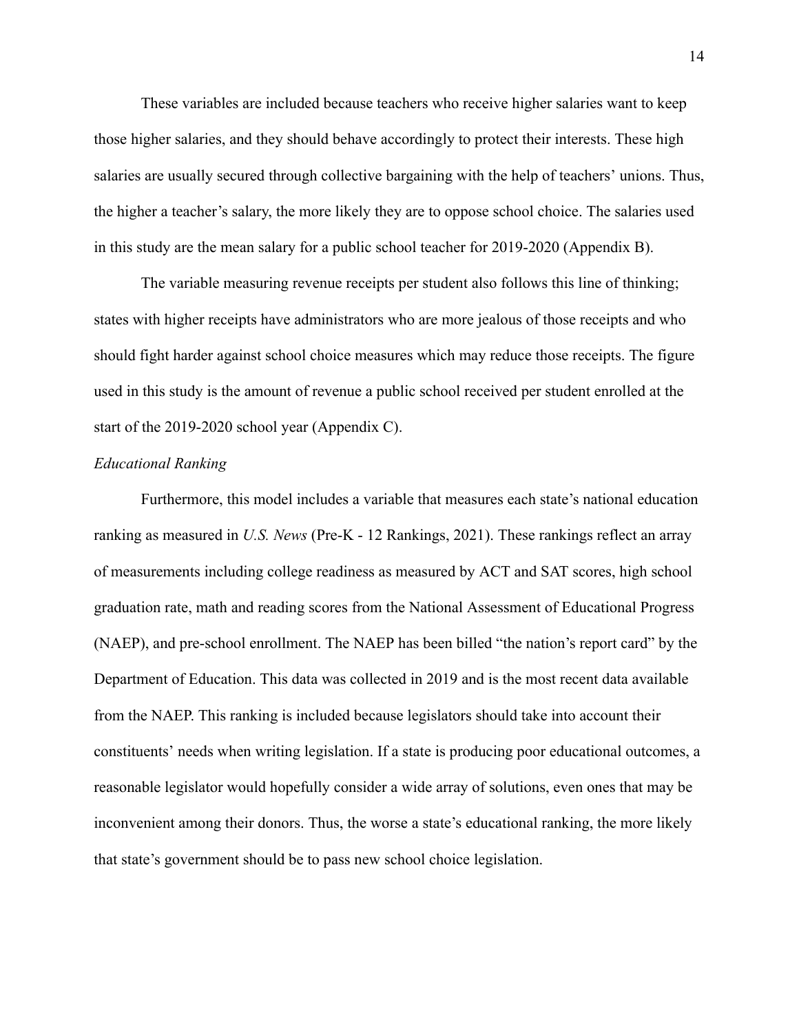These variables are included because teachers who receive higher salaries want to keep those higher salaries, and they should behave accordingly to protect their interests. These high salaries are usually secured through collective bargaining with the help of teachers' unions. Thus, the higher a teacher's salary, the more likely they are to oppose school choice. The salaries used in this study are the mean salary for a public school teacher for 2019-2020 (Appendix B).

The variable measuring revenue receipts per student also follows this line of thinking; states with higher receipts have administrators who are more jealous of those receipts and who should fight harder against school choice measures which may reduce those receipts. The figure used in this study is the amount of revenue a public school received per student enrolled at the start of the 2019-2020 school year (Appendix C).

*Educational Ranking*

Furthermore, this model includes a variable that measures each state's national education ranking as measured in *U.S. News* (Pre-K - 12 Rankings, 2021). These rankings reflect an array of measurements including college readiness as measured by ACT and SAT scores, high school graduation rate, math and reading scores from the National Assessment of Educational Progress (NAEP), and pre-school enrollment. The NAEP has been billed "the nation's report card" by the Department of Education. This data was collected in 2019 and is the most recent data available from the NAEP. This ranking is included because legislators should take into account their constituents' needs when writing legislation. If a state is producing poor educational outcomes, a reasonable legislator would hopefully consider a wide array of solutions, even ones that may be inconvenient among their donors. Thus, the worse a state's educational ranking, the more likely that state's government should be to pass new school choice legislation.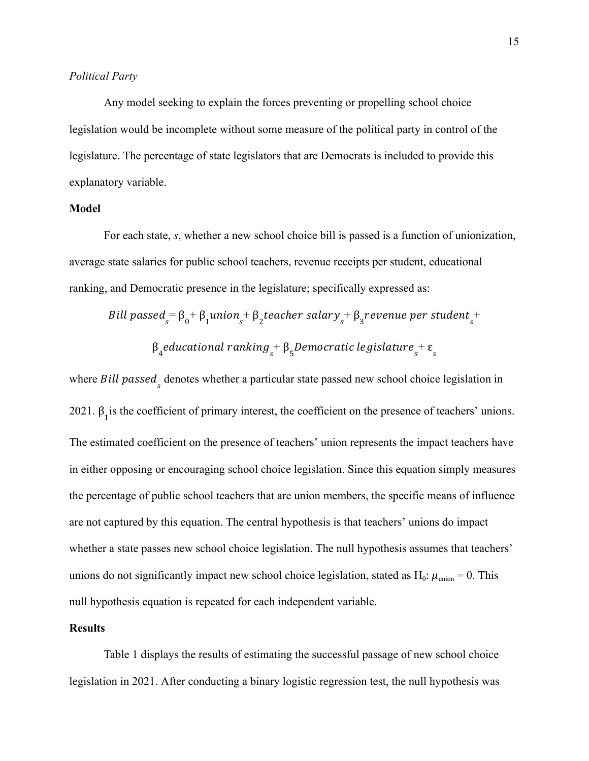*Political Party*

Any model seeking to explain the forces preventing or propelling school choice legislation would be incomplete without some measure of the political party in control of the legislature. The percentage of state legislators that are Democrats is included to provide this explanatory variable.

**Model**

For each state, *s*, whether a new school choice bill is passed is a function of unionization, average state salaries for public school teachers, revenue receipts per student, educational ranking, and Democratic presence in the legislature; specifically expressed as:

$$Bill\ passed_s = \beta_0 + \beta_1 union_s + \beta_2 teacher\ salary_s + \beta_3 revenue\ per\ student_s +$$

$$\beta_4 educational\ ranking_s + \beta_5 Democratic\ legislature_s + \varepsilon_s$$

where $Bill\ passed_s$ denotes whether a particular state passed new school choice legislation in 2021. $\beta_1$ is the coefficient of primary interest, the coefficient on the presence of teachers' unions. The estimated coefficient on the presence of teachers' union represents the impact teachers have in either opposing or encouraging school choice legislation. Since this equation simply measures the percentage of public school teachers that are union members, the specific means of influence are not captured by this equation. The central hypothesis is that teachers' unions do impact whether a state passes new school choice legislation. The null hypothesis assumes that teachers' unions do not significantly impact new school choice legislation, stated as $H_0$: $\mu_{union} = 0$. This null hypothesis equation is repeated for each independent variable.

**Results**

Table 1 displays the results of estimating the successful passage of new school choice legislation in 2021. After conducting a binary logistic regression test, the null hypothesis was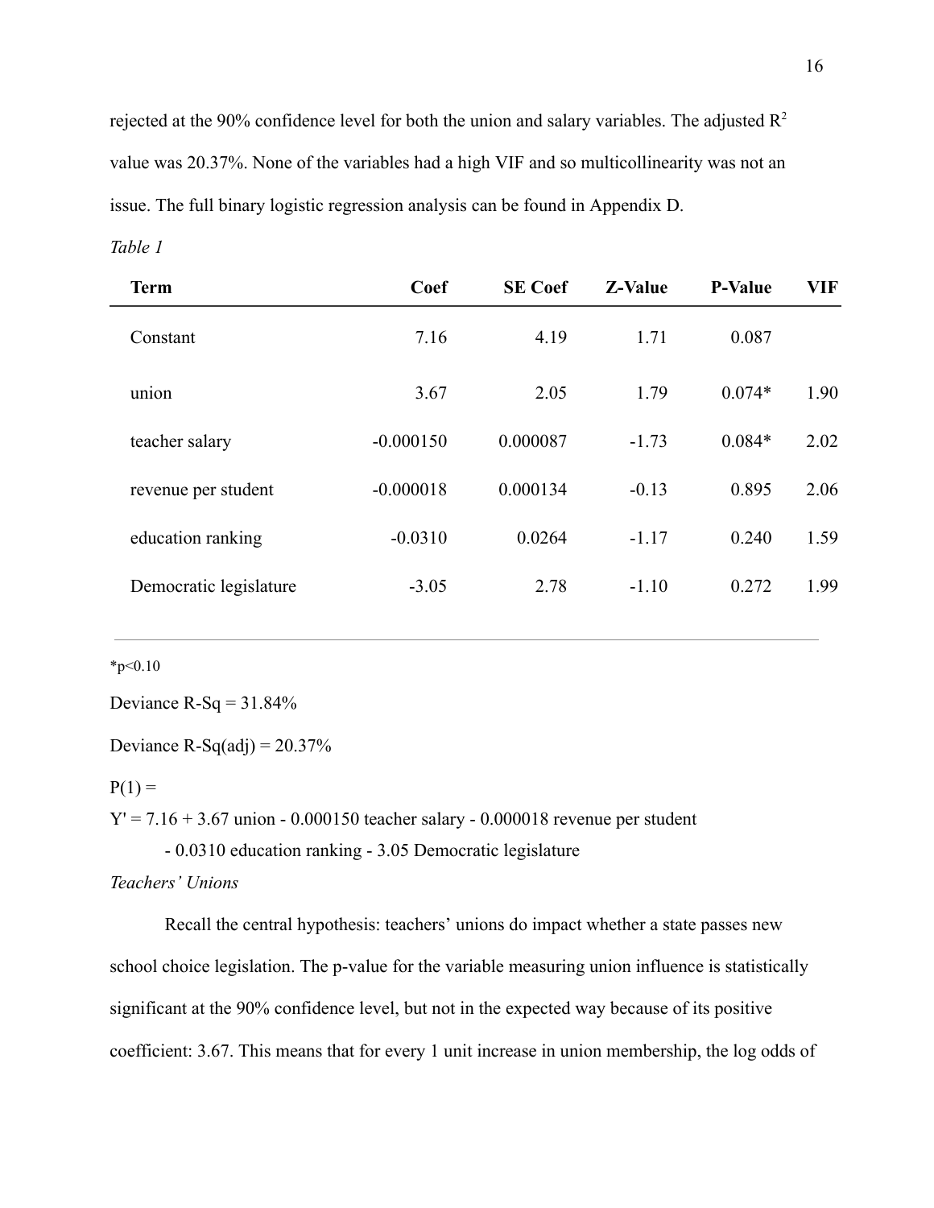rejected at the 90% confidence level for both the union and salary variables. The adjusted $R^2$ value was 20.37%. None of the variables had a high VIF and so multicollinearity was not an issue. The full binary logistic regression analysis can be found in Appendix D.

*Table 1*

| Term | Coef | SE Coef | Z-Value | P-Value | VIF |
|---|---|---|---|---|---|
| Constant | 7.16 | 4.19 | 1.71 | 0.087 | |
| union | 3.67 | 2.05 | 1.79 | 0.074* | 1.90 |
| teacher salary | -0.000150 | 0.000087 | -1.73 | 0.084* | 2.02 |
| revenue per student | -0.000018 | 0.000134 | -0.13 | 0.895 | 2.06 |
| education ranking | -0.0310 | 0.0264 | -1.17 | 0.240 | 1.59 |
| Democratic legislature | -3.05 | 2.78 | -1.10 | 0.272 | 1.99 |

*$p<0.10$

Deviance R-Sq = 31.84%

Deviance R-Sq(adj) = 20.37%

P(1) =

Y' = 7.16 + 3.67 union - 0.000150 teacher salary - 0.000018 revenue per student - 0.0310 education ranking - 3.05 Democratic legislature

*Teachers' Unions*

Recall the central hypothesis: teachers' unions do impact whether a state passes new school choice legislation. The p-value for the variable measuring union influence is statistically significant at the 90% confidence level, but not in the expected way because of its positive coefficient: 3.67. This means that for every 1 unit increase in union membership, the log odds of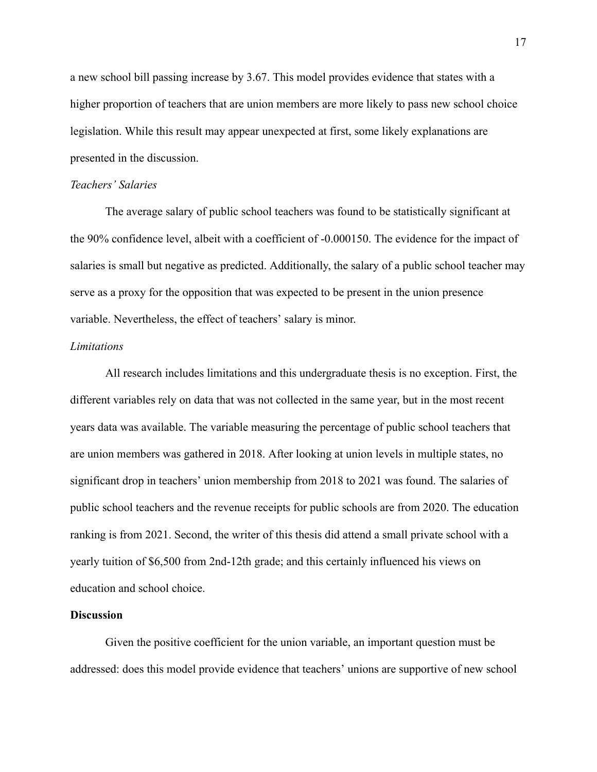a new school bill passing increase by 3.67. This model provides evidence that states with a higher proportion of teachers that are union members are more likely to pass new school choice legislation. While this result may appear unexpected at first, some likely explanations are presented in the discussion.

*Teachers' Salaries*

The average salary of public school teachers was found to be statistically significant at the 90% confidence level, albeit with a coefficient of -0.000150. The evidence for the impact of salaries is small but negative as predicted. Additionally, the salary of a public school teacher may serve as a proxy for the opposition that was expected to be present in the union presence variable. Nevertheless, the effect of teachers' salary is minor.

*Limitations*

All research includes limitations and this undergraduate thesis is no exception. First, the different variables rely on data that was not collected in the same year, but in the most recent years data was available. The variable measuring the percentage of public school teachers that are union members was gathered in 2018. After looking at union levels in multiple states, no significant drop in teachers' union membership from 2018 to 2021 was found. The salaries of public school teachers and the revenue receipts for public schools are from 2020. The education ranking is from 2021. Second, the writer of this thesis did attend a small private school with a yearly tuition of $6,500 from 2nd-12th grade; and this certainly influenced his views on education and school choice.

**Discussion**

Given the positive coefficient for the union variable, an important question must be addressed: does this model provide evidence that teachers' unions are supportive of new school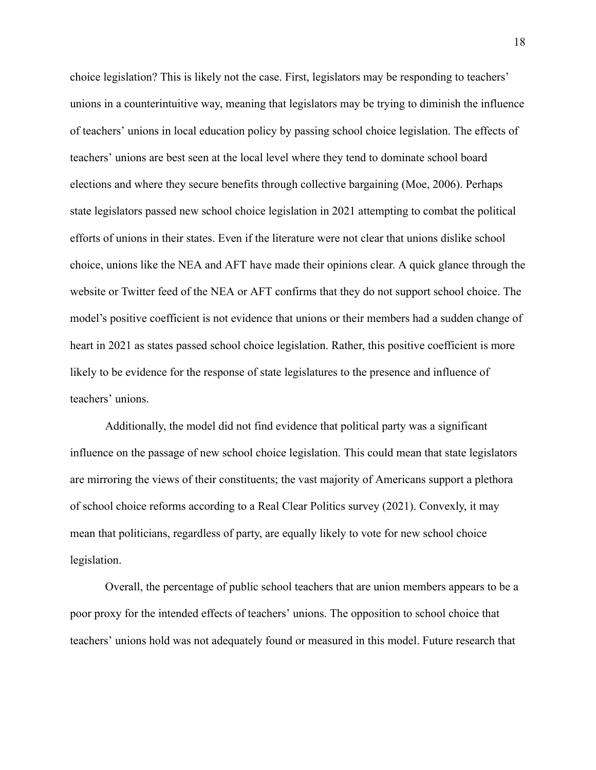choice legislation? This is likely not the case. First, legislators may be responding to teachers' unions in a counterintuitive way, meaning that legislators may be trying to diminish the influence of teachers' unions in local education policy by passing school choice legislation. The effects of teachers' unions are best seen at the local level where they tend to dominate school board elections and where they secure benefits through collective bargaining (Moe, 2006). Perhaps state legislators passed new school choice legislation in 2021 attempting to combat the political efforts of unions in their states. Even if the literature were not clear that unions dislike school choice, unions like the NEA and AFT have made their opinions clear. A quick glance through the website or Twitter feed of the NEA or AFT confirms that they do not support school choice. The model's positive coefficient is not evidence that unions or their members had a sudden change of heart in 2021 as states passed school choice legislation. Rather, this positive coefficient is more likely to be evidence for the response of state legislatures to the presence and influence of teachers' unions.

Additionally, the model did not find evidence that political party was a significant influence on the passage of new school choice legislation. This could mean that state legislators are mirroring the views of their constituents; the vast majority of Americans support a plethora of school choice reforms according to a Real Clear Politics survey (2021). Convexly, it may mean that politicians, regardless of party, are equally likely to vote for new school choice legislation.

Overall, the percentage of public school teachers that are union members appears to be a poor proxy for the intended effects of teachers' unions. The opposition to school choice that teachers' unions hold was not adequately found or measured in this model. Future research that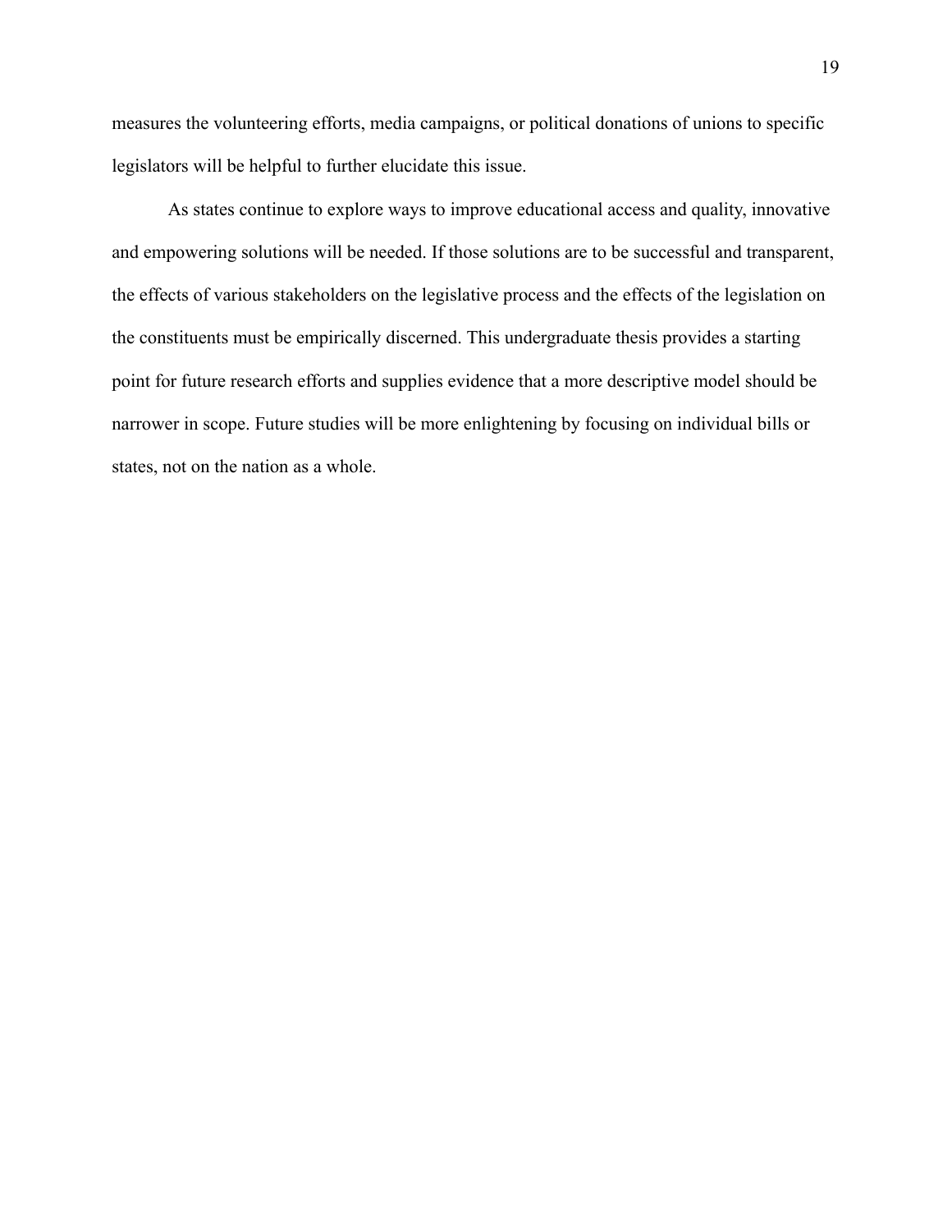measures the volunteering efforts, media campaigns, or political donations of unions to specific legislators will be helpful to further elucidate this issue.

As states continue to explore ways to improve educational access and quality, innovative and empowering solutions will be needed. If those solutions are to be successful and transparent, the effects of various stakeholders on the legislative process and the effects of the legislation on the constituents must be empirically discerned. This undergraduate thesis provides a starting point for future research efforts and supplies evidence that a more descriptive model should be narrower in scope. Future studies will be more enlightening by focusing on individual bills or states, not on the nation as a whole.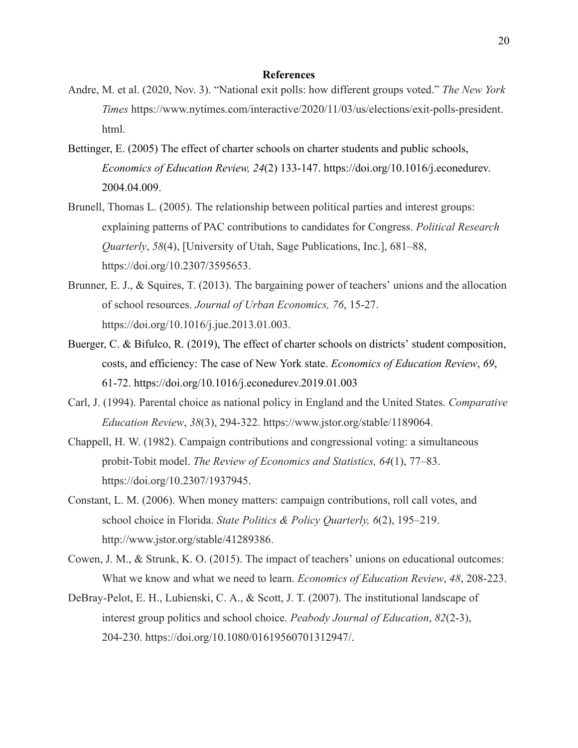## References

Andre, M. et al. (2020, Nov. 3). "National exit polls: how different groups voted." *The New York Times* https://www.nytimes.com/interactive/2020/11/03/us/elections/exit-polls-president.html.

Bettinger, E. (2005) The effect of charter schools on charter students and public schools, *Economics of Education Review, 24*(2) 133-147. https://doi.org/10.1016/j.econedurev.2004.04.009.

Brunell, Thomas L. (2005). The relationship between political parties and interest groups: explaining patterns of PAC contributions to candidates for Congress. *Political Research Quarterly*, *58*(4), [University of Utah, Sage Publications, Inc.], 681–88, https://doi.org/10.2307/3595653.

Brunner, E. J., & Squires, T. (2013). The bargaining power of teachers' unions and the allocation of school resources. *Journal of Urban Economics, 76*, 15-27. https://doi.org/10.1016/j.jue.2013.01.003.

Buerger, C. & Bifulco, R. (2019), The effect of charter schools on districts' student composition, costs, and efficiency: The case of New York state. *Economics of Education Review*, *69*, 61-72. https://doi.org/10.1016/j.econedurev.2019.01.003

Carl, J. (1994). Parental choice as national policy in England and the United States. *Comparative Education Review*, *38*(3), 294-322. https://www.jstor.org/stable/1189064.

Chappell, H. W. (1982). Campaign contributions and congressional voting: a simultaneous probit-Tobit model. *The Review of Economics and Statistics, 64*(1), 77–83. https://doi.org/10.2307/1937945.

Constant, L. M. (2006). When money matters: campaign contributions, roll call votes, and school choice in Florida. *State Politics & Policy Quarterly, 6*(2), 195–219. http://www.jstor.org/stable/41289386.

Cowen, J. M., & Strunk, K. O. (2015). The impact of teachers' unions on educational outcomes: What we know and what we need to learn. *Economics of Education Review*, *48*, 208-223.

DeBray-Pelot, E. H., Lubienski, C. A., & Scott, J. T. (2007). The institutional landscape of interest group politics and school choice. *Peabody Journal of Education*, *82*(2-3), 204-230. https://doi.org/10.1080/01619560701312947/.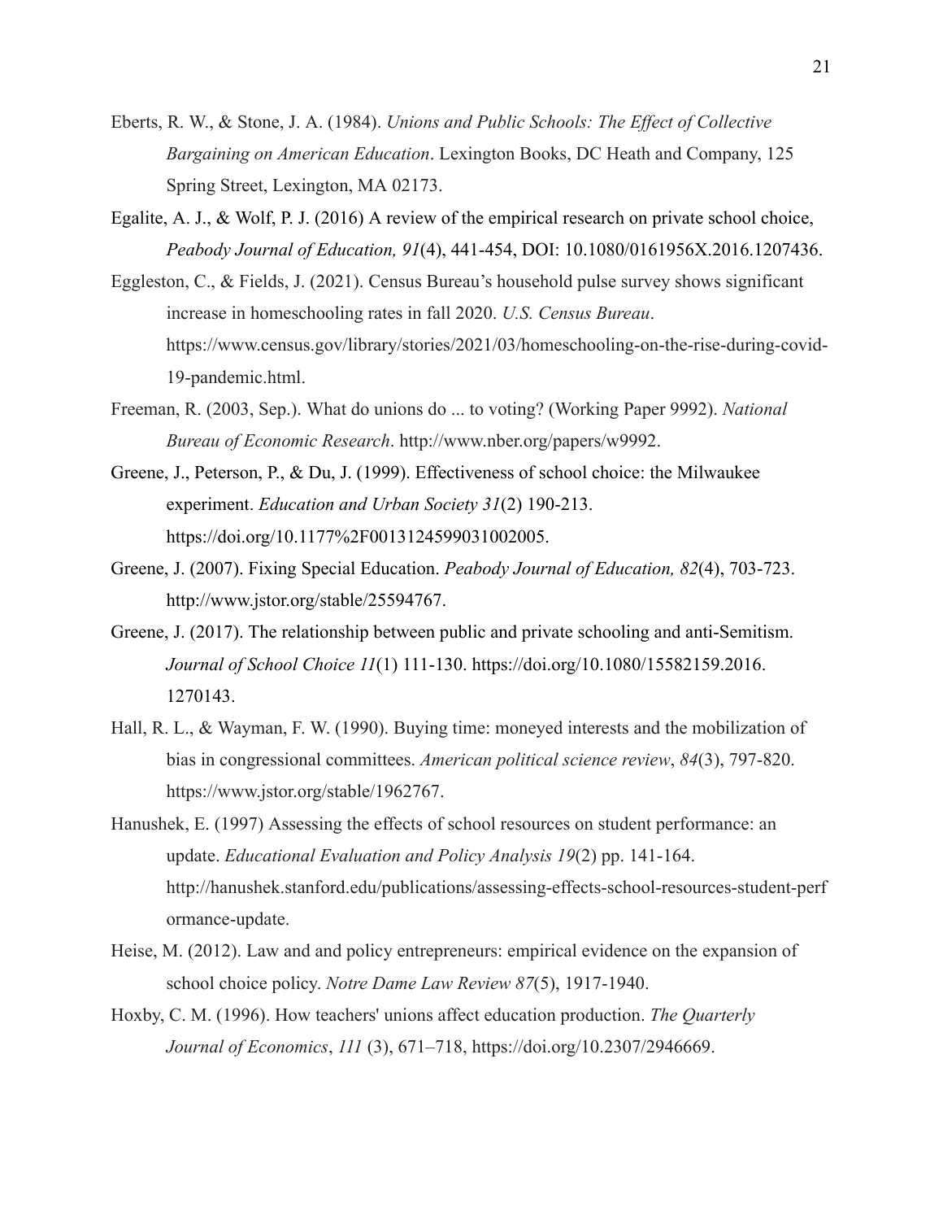Eberts, R. W., & Stone, J. A. (1984). *Unions and Public Schools: The Effect of Collective Bargaining on American Education*. Lexington Books, DC Heath and Company, 125 Spring Street, Lexington, MA 02173.

Egalite, A. J., & Wolf, P. J. (2016) A review of the empirical research on private school choice, *Peabody Journal of Education, 91*(4), 441-454, DOI: 10.1080/0161956X.2016.1207436.

Eggleston, C., & Fields, J. (2021). Census Bureau's household pulse survey shows significant increase in homeschooling rates in fall 2020. *U.S. Census Bureau*. https://www.census.gov/library/stories/2021/03/homeschooling-on-the-rise-during-covid-19-pandemic.html.

Freeman, R. (2003, Sep.). What do unions do ... to voting? (Working Paper 9992). *National Bureau of Economic Research*. http://www.nber.org/papers/w9992.

Greene, J., Peterson, P., & Du, J. (1999). Effectiveness of school choice: the Milwaukee experiment. *Education and Urban Society 31*(2) 190-213. https://doi.org/10.1177%2F0013124599031002005.

Greene, J. (2007). Fixing Special Education. *Peabody Journal of Education, 82*(4), 703-723. http://www.jstor.org/stable/25594767.

Greene, J. (2017). The relationship between public and private schooling and anti-Semitism. *Journal of School Choice 11*(1) 111-130. https://doi.org/10.1080/15582159.2016.1270143.

Hall, R. L., & Wayman, F. W. (1990). Buying time: moneyed interests and the mobilization of bias in congressional committees. *American political science review*, *84*(3), 797-820. https://www.jstor.org/stable/1962767.

Hanushek, E. (1997) Assessing the effects of school resources on student performance: an update. *Educational Evaluation and Policy Analysis 19*(2) pp. 141-164. http://hanushek.stanford.edu/publications/assessing-effects-school-resources-student-performance-update.

Heise, M. (2012). Law and and policy entrepreneurs: empirical evidence on the expansion of school choice policy. *Notre Dame Law Review 87*(5), 1917-1940.

Hoxby, C. M. (1996). How teachers' unions affect education production. *The Quarterly Journal of Economics*, *111* (3), 671–718, https://doi.org/10.2307/2946669.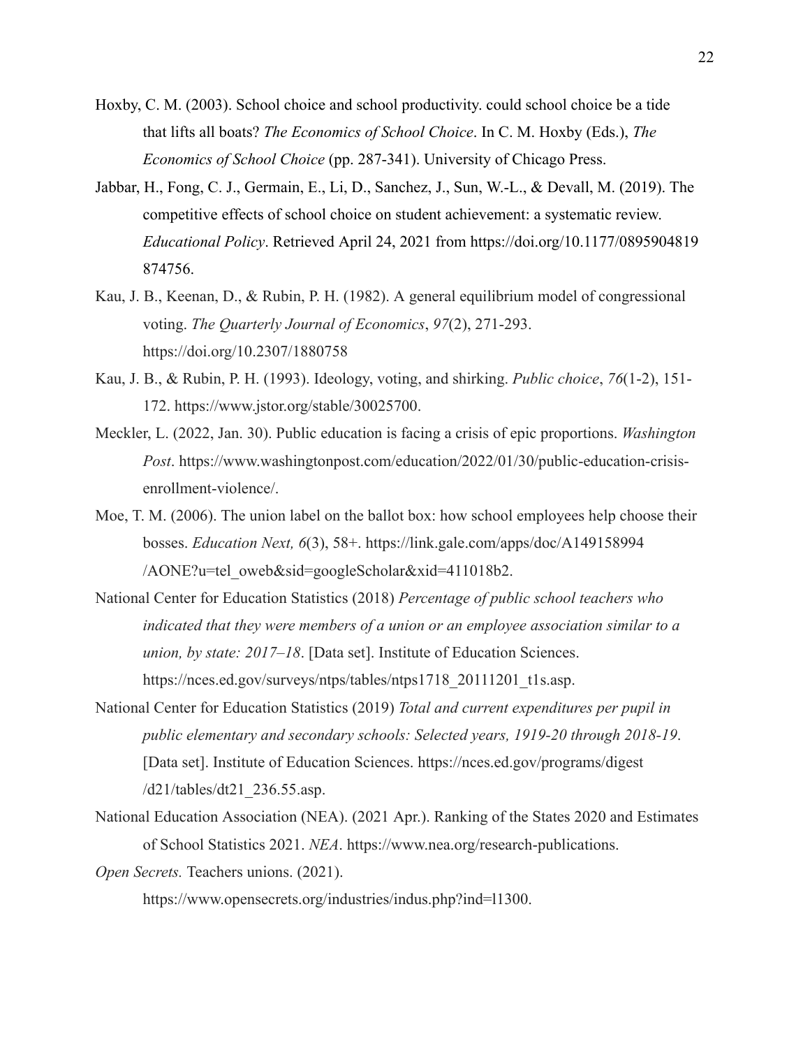Hoxby, C. M. (2003). School choice and school productivity. could school choice be a tide that lifts all boats? *The Economics of School Choice*. In C. M. Hoxby (Eds.), *The Economics of School Choice* (pp. 287-341). University of Chicago Press.

Jabbar, H., Fong, C. J., Germain, E., Li, D., Sanchez, J., Sun, W.-L., & Devall, M. (2019). The competitive effects of school choice on student achievement: a systematic review. *Educational Policy*. Retrieved April 24, 2021 from https://doi.org/10.1177/0895904819874756.

Kau, J. B., Keenan, D., & Rubin, P. H. (1982). A general equilibrium model of congressional voting. *The Quarterly Journal of Economics*, *97*(2), 271-293. https://doi.org/10.2307/1880758

Kau, J. B., & Rubin, P. H. (1993). Ideology, voting, and shirking. *Public choice*, *76*(1-2), 151-172. https://www.jstor.org/stable/30025700.

Meckler, L. (2022, Jan. 30). Public education is facing a crisis of epic proportions. *Washington Post*. https://www.washingtonpost.com/education/2022/01/30/public-education-crisis-enrollment-violence/.

Moe, T. M. (2006). The union label on the ballot box: how school employees help choose their bosses. *Education Next, 6*(3), 58+. https://link.gale.com/apps/doc/A149158994/AONE?u=tel_oweb&sid=googleScholar&xid=411018b2.

National Center for Education Statistics (2018) *Percentage of public school teachers who indicated that they were members of a union or an employee association similar to a union, by state: 2017–18*. [Data set]. Institute of Education Sciences. https://nces.ed.gov/surveys/ntps/tables/ntps1718_20111201_t1s.asp.

National Center for Education Statistics (2019) *Total and current expenditures per pupil in public elementary and secondary schools: Selected years, 1919-20 through 2018-19*. [Data set]. Institute of Education Sciences. https://nces.ed.gov/programs/digest/d21/tables/dt21_236.55.asp.

National Education Association (NEA). (2021 Apr.). Ranking of the States 2020 and Estimates of School Statistics 2021. *NEA*. https://www.nea.org/research-publications.

*Open Secrets.* Teachers unions. (2021). https://www.opensecrets.org/industries/indus.php?ind=l1300.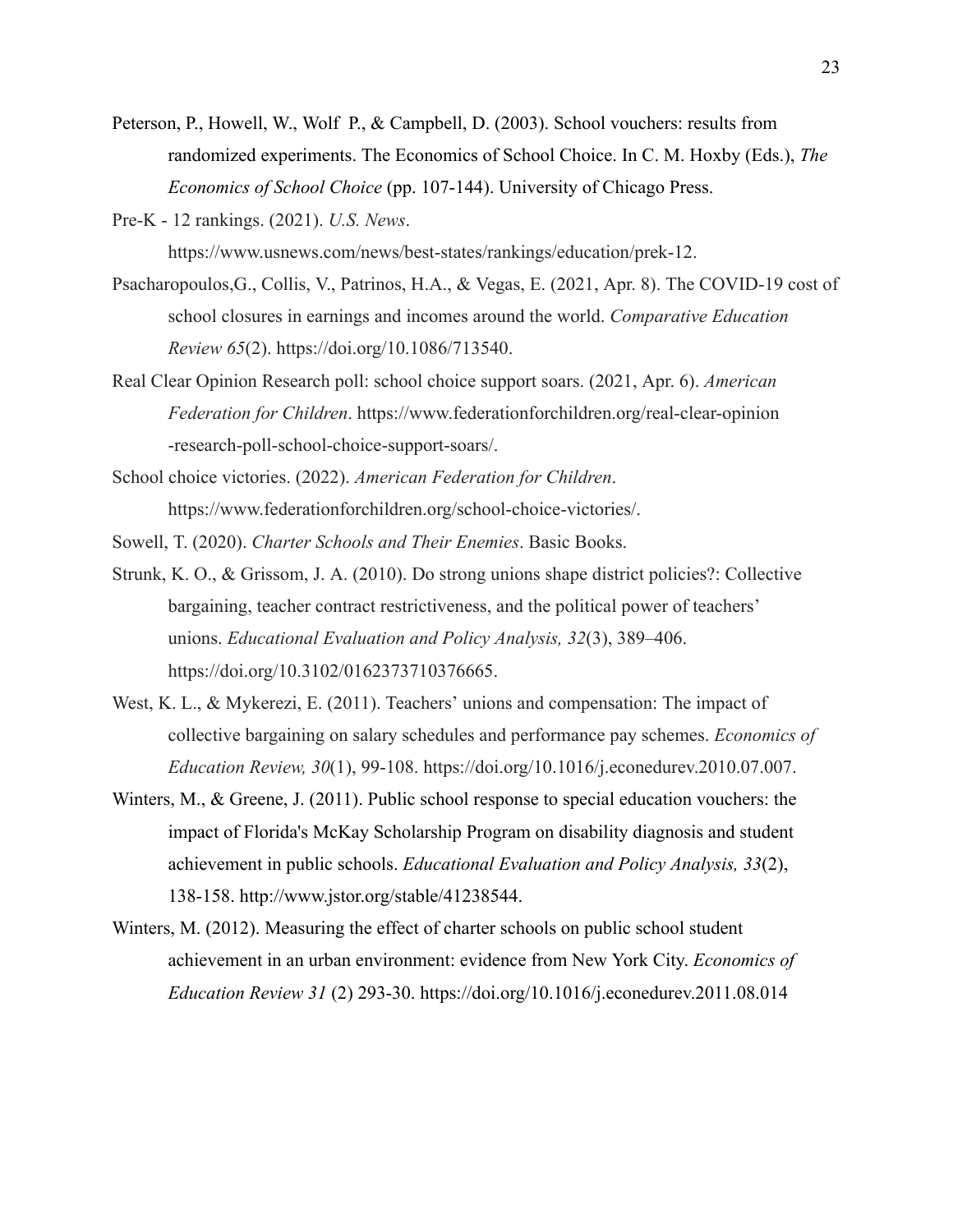Peterson, P., Howell, W., Wolf  P., & Campbell, D. (2003). School vouchers: results from randomized experiments. The Economics of School Choice. In C. M. Hoxby (Eds.), *The Economics of School Choice* (pp. 107-144). University of Chicago Press.

Pre-K - 12 rankings. (2021). *U.S. News*. https://www.usnews.com/news/best-states/rankings/education/prek-12.

Psacharopoulos,G., Collis, V., Patrinos, H.A., & Vegas, E. (2021, Apr. 8). The COVID-19 cost of school closures in earnings and incomes around the world. *Comparative Education Review 65*(2). https://doi.org/10.1086/713540.

Real Clear Opinion Research poll: school choice support soars. (2021, Apr. 6). *American Federation for Children*. https://www.federationforchildren.org/real-clear-opinion -research-poll-school-choice-support-soars/.

School choice victories. (2022). *American Federation for Children*. https://www.federationforchildren.org/school-choice-victories/.

Sowell, T. (2020). *Charter Schools and Their Enemies*. Basic Books.

Strunk, K. O., & Grissom, J. A. (2010). Do strong unions shape district policies?: Collective bargaining, teacher contract restrictiveness, and the political power of teachers' unions. *Educational Evaluation and Policy Analysis, 32*(3), 389–406. https://doi.org/10.3102/0162373710376665.

West, K. L., & Mykerezi, E. (2011). Teachers' unions and compensation: The impact of collective bargaining on salary schedules and performance pay schemes. *Economics of Education Review, 30*(1), 99-108. https://doi.org/10.1016/j.econedurev.2010.07.007.

Winters, M., & Greene, J. (2011). Public school response to special education vouchers: the impact of Florida's McKay Scholarship Program on disability diagnosis and student achievement in public schools. *Educational Evaluation and Policy Analysis, 33*(2), 138-158. http://www.jstor.org/stable/41238544.

Winters, M. (2012). Measuring the effect of charter schools on public school student achievement in an urban environment: evidence from New York City. *Economics of Education Review 31* (2) 293-30. https://doi.org/10.1016/j.econedurev.2011.08.014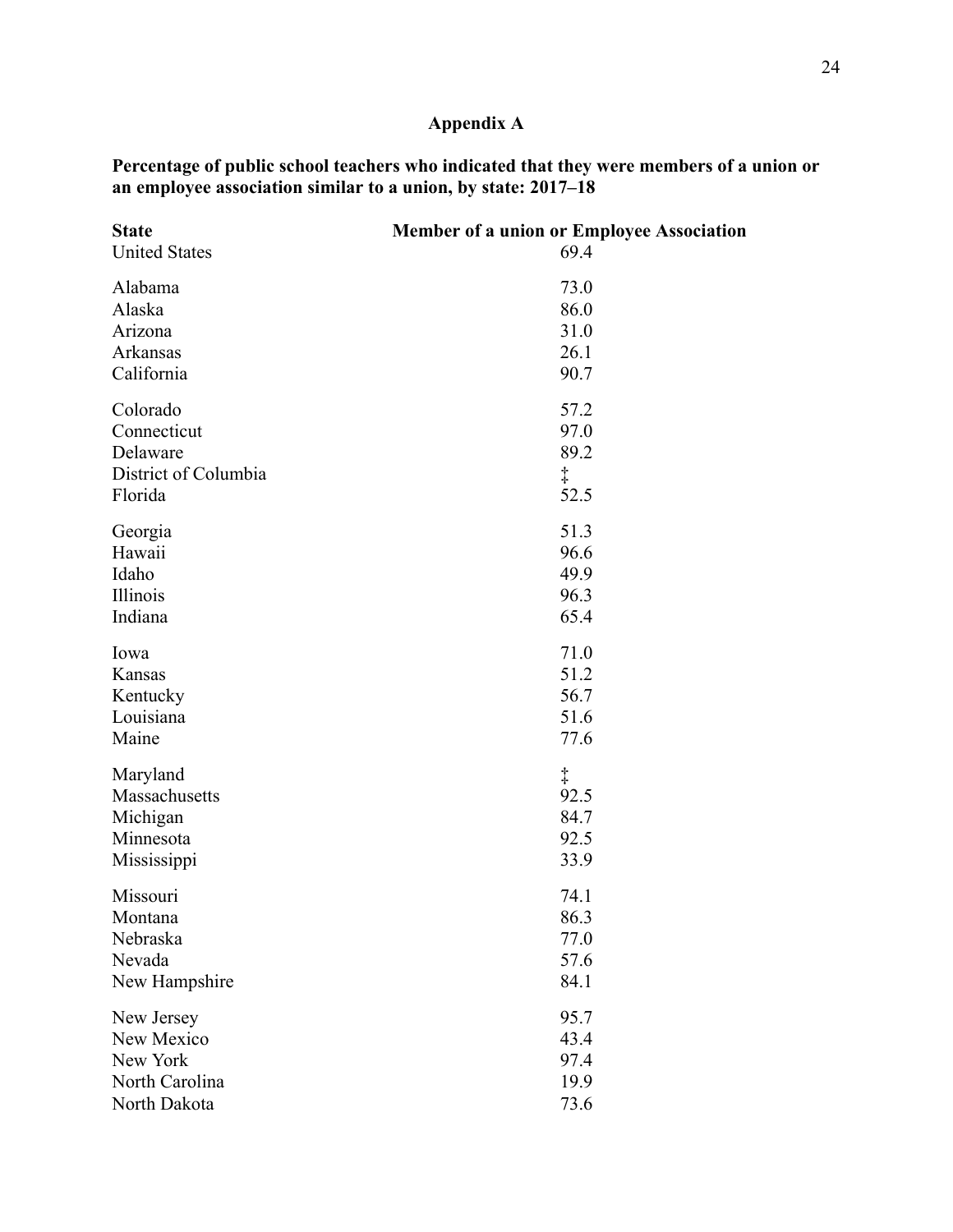# Appendix A

**Percentage of public school teachers who indicated that they were members of a union or an employee association similar to a union, by state: 2017–18**

| State | Member of a union or Employee Association |
|---|---|
| United States | 69.4 |
| Alabama | 73.0 |
| Alaska | 86.0 |
| Arizona | 31.0 |
| Arkansas | 26.1 |
| California | 90.7 |
| Colorado | 57.2 |
| Connecticut | 97.0 |
| Delaware | 89.2 |
| District of Columbia | ‡ |
| Florida | 52.5 |
| Georgia | 51.3 |
| Hawaii | 96.6 |
| Idaho | 49.9 |
| Illinois | 96.3 |
| Indiana | 65.4 |
| Iowa | 71.0 |
| Kansas | 51.2 |
| Kentucky | 56.7 |
| Louisiana | 51.6 |
| Maine | 77.6 |
| Maryland | ‡ |
| Massachusetts | 92.5 |
| Michigan | 84.7 |
| Minnesota | 92.5 |
| Mississippi | 33.9 |
| Missouri | 74.1 |
| Montana | 86.3 |
| Nebraska | 77.0 |
| Nevada | 57.6 |
| New Hampshire | 84.1 |
| New Jersey | 95.7 |
| New Mexico | 43.4 |
| New York | 97.4 |
| North Carolina | 19.9 |
| North Dakota | 73.6 |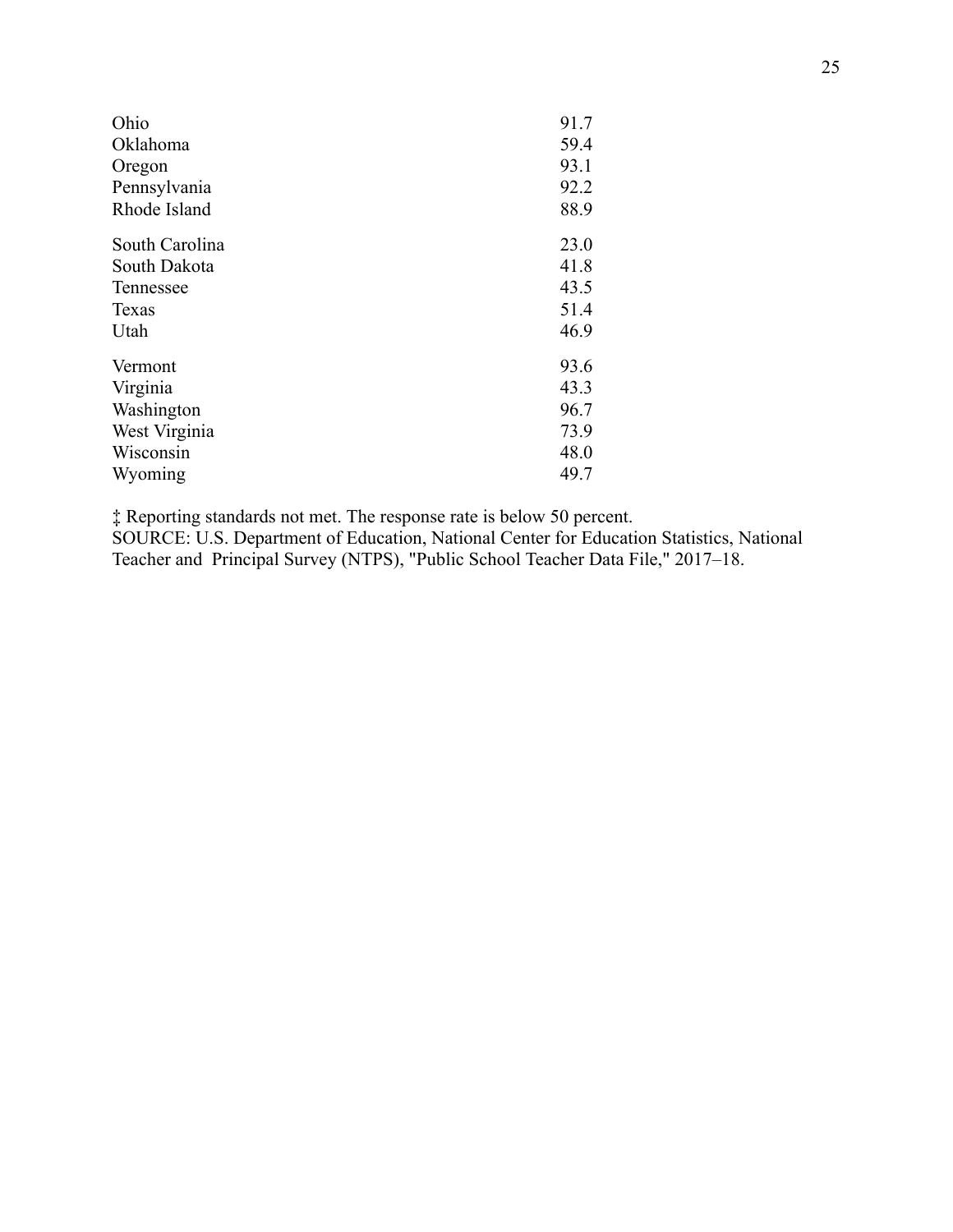| | |
|---|---|
| Ohio | 91.7 |
| Oklahoma | 59.4 |
| Oregon | 93.1 |
| Pennsylvania | 92.2 |
| Rhode Island | 88.9 |
| South Carolina | 23.0 |
| South Dakota | 41.8 |
| Tennessee | 43.5 |
| Texas | 51.4 |
| Utah | 46.9 |
| Vermont | 93.6 |
| Virginia | 43.3 |
| Washington | 96.7 |
| West Virginia | 73.9 |
| Wisconsin | 48.0 |
| Wyoming | 49.7 |

‡ Reporting standards not met. The response rate is below 50 percent.
SOURCE: U.S. Department of Education, National Center for Education Statistics, National Teacher and Principal Survey (NTPS), "Public School Teacher Data File," 2017–18.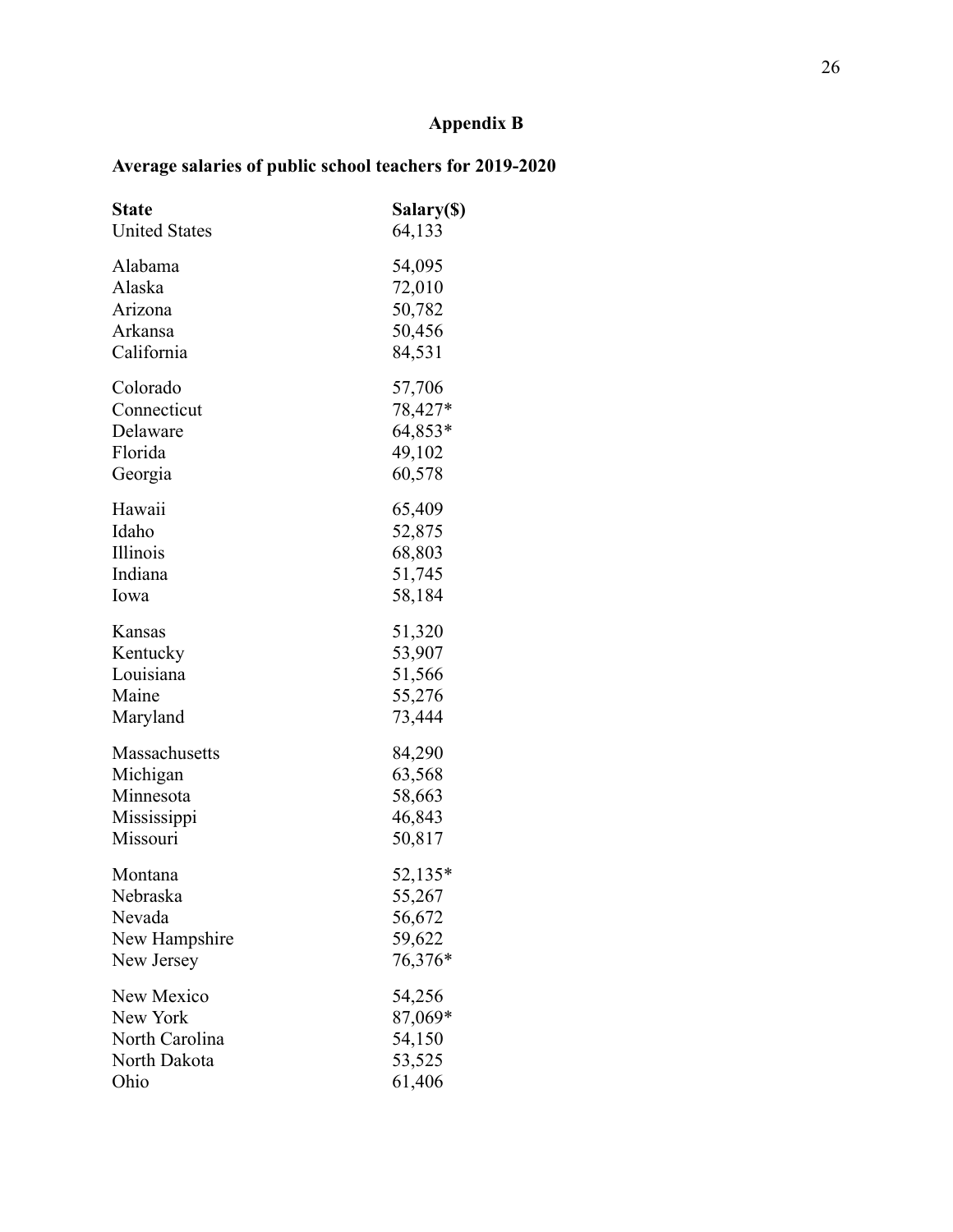# Appendix B

## Average salaries of public school teachers for 2019-2020

| State | Salary($) |
|---|---|
| United States | 64,133 |
| Alabama | 54,095 |
| Alaska | 72,010 |
| Arizona | 50,782 |
| Arkansa | 50,456 |
| California | 84,531 |
| Colorado | 57,706 |
| Connecticut | 78,427* |
| Delaware | 64,853* |
| Florida | 49,102 |
| Georgia | 60,578 |
| Hawaii | 65,409 |
| Idaho | 52,875 |
| Illinois | 68,803 |
| Indiana | 51,745 |
| Iowa | 58,184 |
| Kansas | 51,320 |
| Kentucky | 53,907 |
| Louisiana | 51,566 |
| Maine | 55,276 |
| Maryland | 73,444 |
| Massachusetts | 84,290 |
| Michigan | 63,568 |
| Minnesota | 58,663 |
| Mississippi | 46,843 |
| Missouri | 50,817 |
| Montana | 52,135* |
| Nebraska | 55,267 |
| Nevada | 56,672 |
| New Hampshire | 59,622 |
| New Jersey | 76,376* |
| New Mexico | 54,256 |
| New York | 87,069* |
| North Carolina | 54,150 |
| North Dakota | 53,525 |
| Ohio | 61,406 |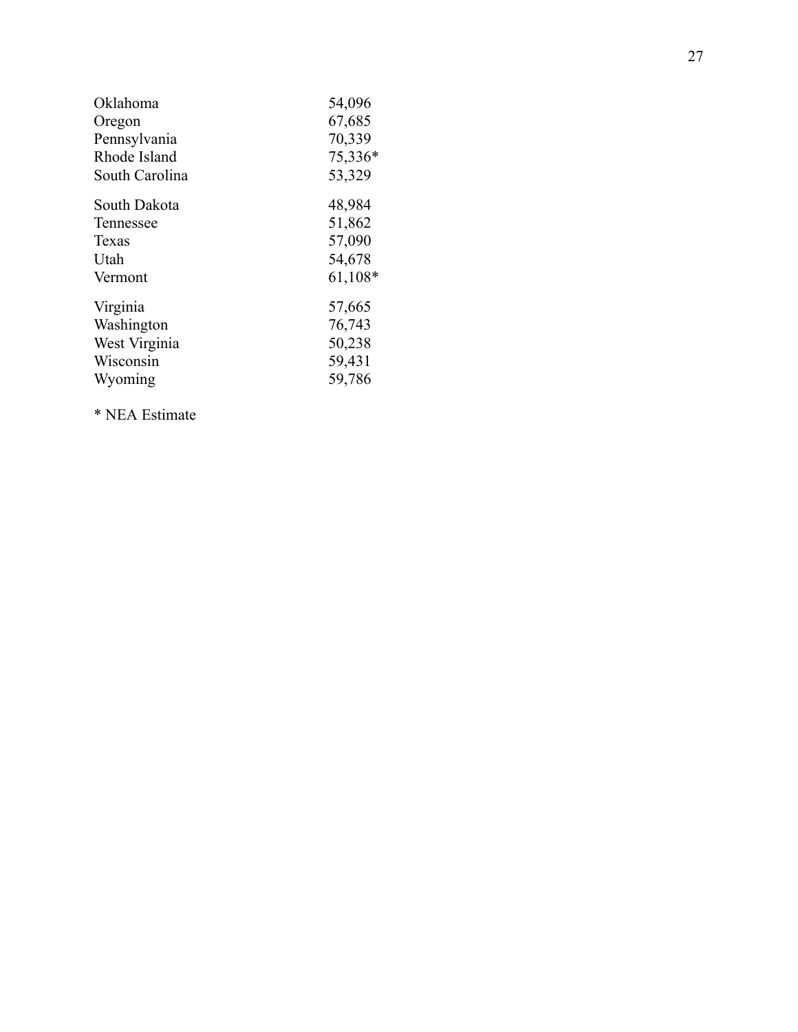| | |
|---|---|
| Oklahoma | 54,096 |
| Oregon | 67,685 |
| Pennsylvania | 70,339 |
| Rhode Island | 75,336* |
| South Carolina | 53,329 |
| South Dakota | 48,984 |
| Tennessee | 51,862 |
| Texas | 57,090 |
| Utah | 54,678 |
| Vermont | 61,108* |
| Virginia | 57,665 |
| Washington | 76,743 |
| West Virginia | 50,238 |
| Wisconsin | 59,431 |
| Wyoming | 59,786 |

* NEA Estimate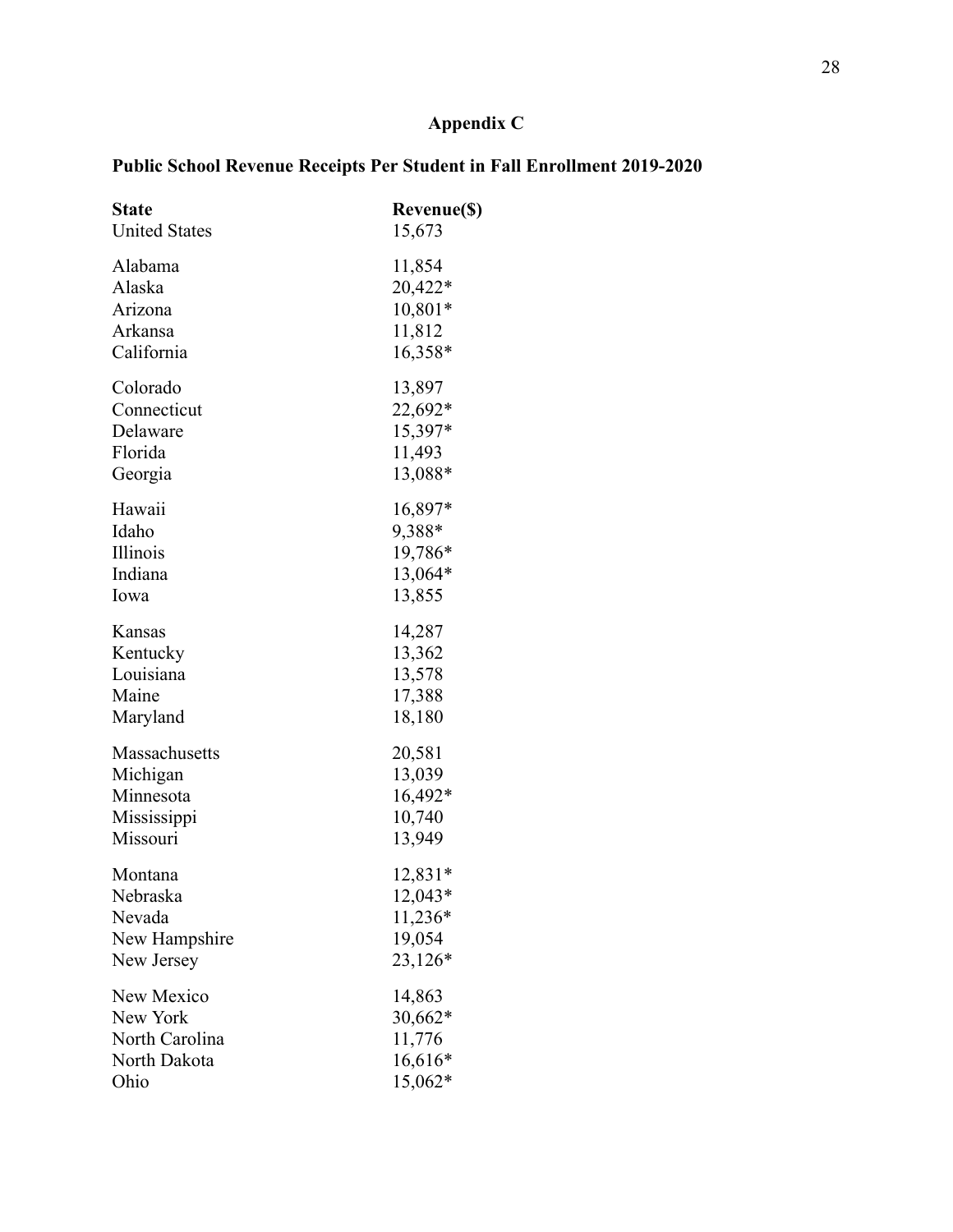# Appendix C

## Public School Revenue Receipts Per Student in Fall Enrollment 2019-2020

| State | Revenue($) |
|---|---|
| United States | 15,673 |
| Alabama | 11,854 |
| Alaska | 20,422* |
| Arizona | 10,801* |
| Arkansa | 11,812 |
| California | 16,358* |
| Colorado | 13,897 |
| Connecticut | 22,692* |
| Delaware | 15,397* |
| Florida | 11,493 |
| Georgia | 13,088* |
| Hawaii | 16,897* |
| Idaho | 9,388* |
| Illinois | 19,786* |
| Indiana | 13,064* |
| Iowa | 13,855 |
| Kansas | 14,287 |
| Kentucky | 13,362 |
| Louisiana | 13,578 |
| Maine | 17,388 |
| Maryland | 18,180 |
| Massachusetts | 20,581 |
| Michigan | 13,039 |
| Minnesota | 16,492* |
| Mississippi | 10,740 |
| Missouri | 13,949 |
| Montana | 12,831* |
| Nebraska | 12,043* |
| Nevada | 11,236* |
| New Hampshire | 19,054 |
| New Jersey | 23,126* |
| New Mexico | 14,863 |
| New York | 30,662* |
| North Carolina | 11,776 |
| North Dakota | 16,616* |
| Ohio | 15,062* |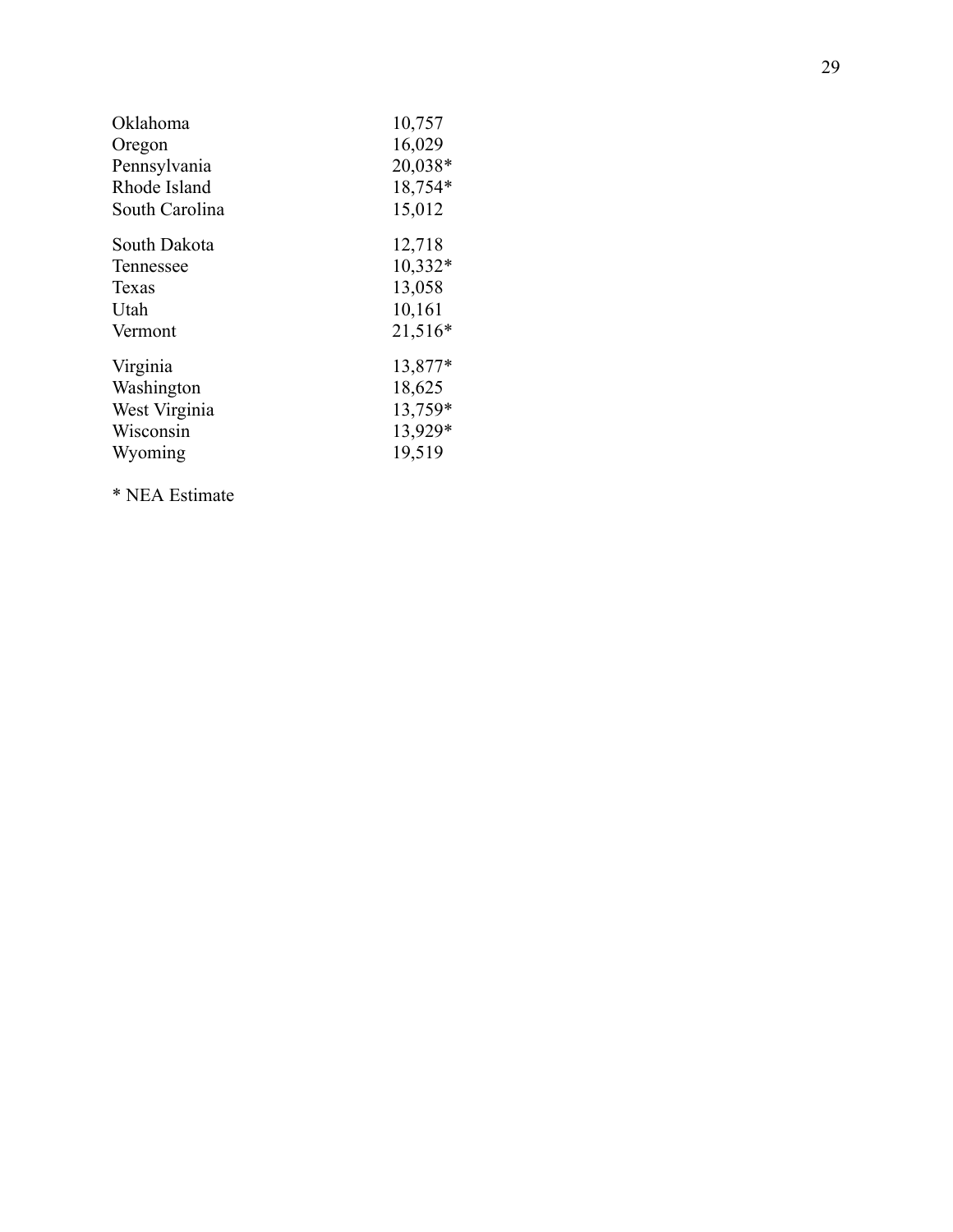| | |
|---|---|
| Oklahoma | 10,757 |
| Oregon | 16,029 |
| Pennsylvania | 20,038* |
| Rhode Island | 18,754* |
| South Carolina | 15,012 |
| South Dakota | 12,718 |
| Tennessee | 10,332* |
| Texas | 13,058 |
| Utah | 10,161 |
| Vermont | 21,516* |
| Virginia | 13,877* |
| Washington | 18,625 |
| West Virginia | 13,759* |
| Wisconsin | 13,929* |
| Wyoming | 19,519 |

* NEA Estimate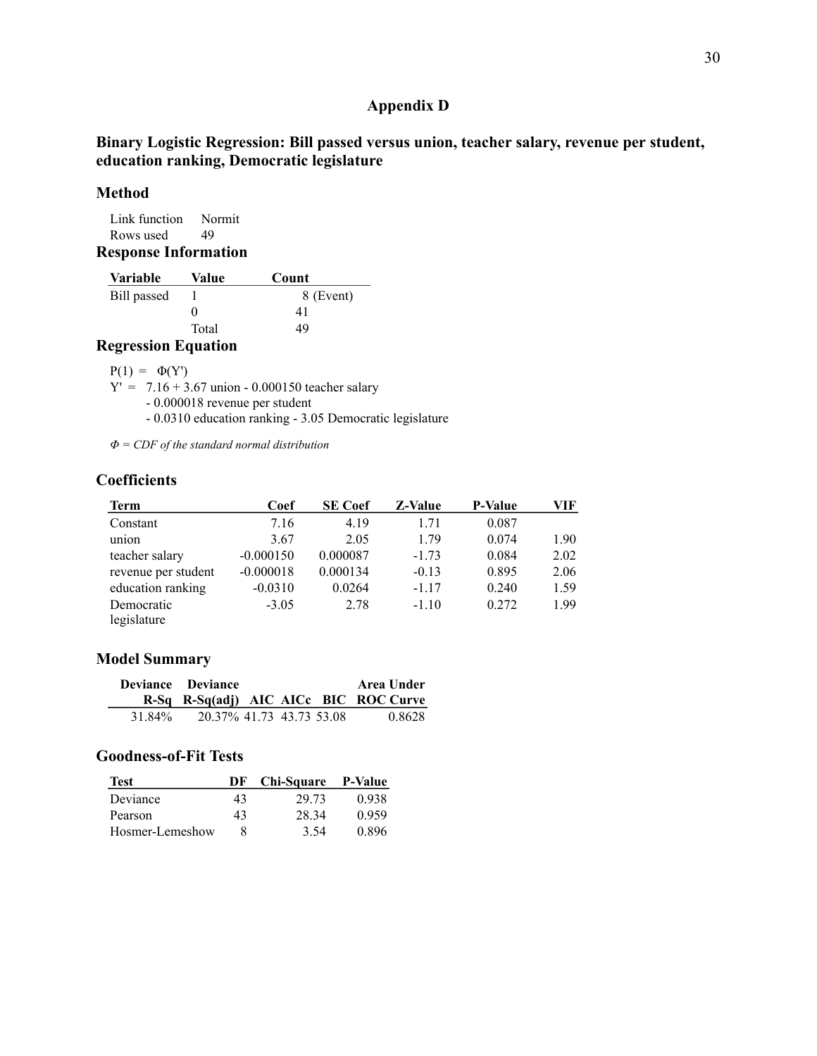## Appendix D

### Binary Logistic Regression: Bill passed versus union, teacher salary, revenue per student, education ranking, Democratic legislature

### Method

| | |
|---|---|
| Link function | Normit |
| Rows used | 49 |

### Response Information

| Variable | Value | Count |
|---|---|---|
| Bill passed | 1 | 8 (Event) |
| | 0 | 41 |
| | Total | 49 |

### Regression Equation

P(1) = Φ(Y')

Y' = 7.16 + 3.67 union - 0.000150 teacher salary
- 0.000018 revenue per student
- 0.0310 education ranking - 3.05 Democratic legislature

*Φ = CDF of the standard normal distribution*

### Coefficients

| Term | Coef | SE Coef | Z-Value | P-Value | VIF |
|---|---|---|---|---|---|
| Constant | 7.16 | 4.19 | 1.71 | 0.087 | |
| union | 3.67 | 2.05 | 1.79 | 0.074 | 1.90 |
| teacher salary | -0.000150 | 0.000087 | -1.73 | 0.084 | 2.02 |
| revenue per student | -0.000018 | 0.000134 | -0.13 | 0.895 | 2.06 |
| education ranking | -0.0310 | 0.0264 | -1.17 | 0.240 | 1.59 |
| Democratic legislature | -3.05 | 2.78 | -1.10 | 0.272 | 1.99 |

### Model Summary

| Deviance R-Sq | Deviance R-Sq(adj) | AIC | AICc | BIC | Area Under ROC Curve |
|---|---|---|---|---|---|
| 31.84% | 20.37% | 41.73 | 43.73 | 53.08 | 0.8628 |

### Goodness-of-Fit Tests

| Test | DF | Chi-Square | P-Value |
|---|---|---|---|
| Deviance | 43 | 29.73 | 0.938 |
| Pearson | 43 | 28.34 | 0.959 |
| Hosmer-Lemeshow | 8 | 3.54 | 0.896 |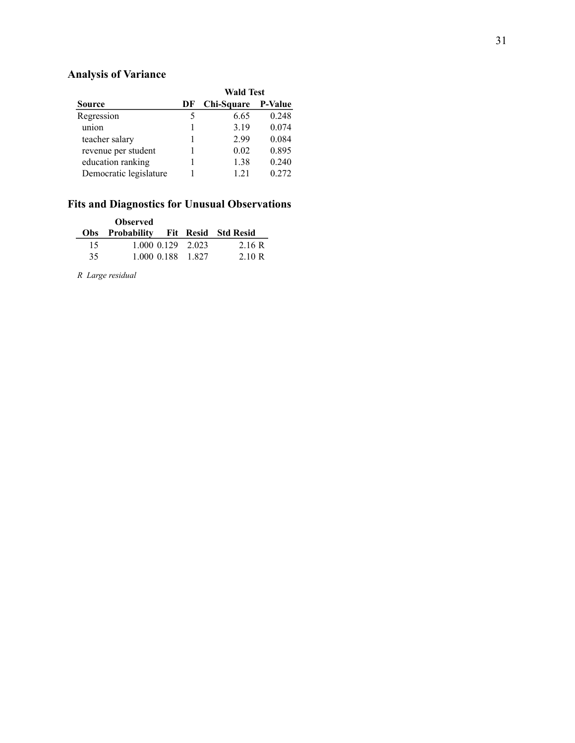## Analysis of Variance

| | | Wald Test | |
|---|---|---|---|
| Source | DF | Chi-Square | P-Value |
| Regression | 5 | 6.65 | 0.248 |
| union | 1 | 3.19 | 0.074 |
| teacher salary | 1 | 2.99 | 0.084 |
| revenue per student | 1 | 0.02 | 0.895 |
| education ranking | 1 | 1.38 | 0.240 |
| Democratic legislature | 1 | 1.21 | 0.272 |

## Fits and Diagnostics for Unusual Observations

| Obs | Observed Probability | Fit | Resid | Std Resid |
|---|---|---|---|---|
| 15 | 1.000 | 0.129 | 2.023 | 2.16 R |
| 35 | 1.000 | 0.188 | 1.827 | 2.10 R |

*R Large residual*